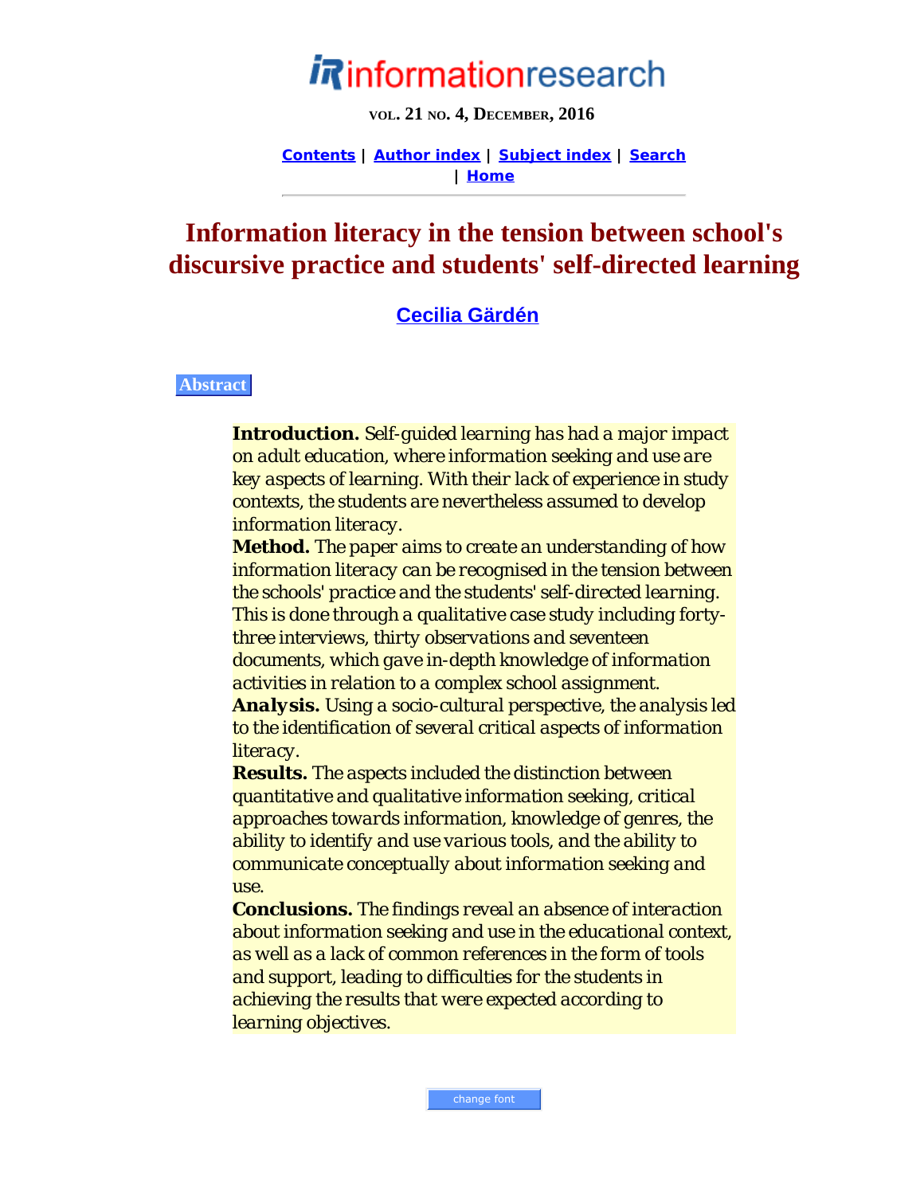# Information literacy in the tension between school's discursive practice and students' self-directed learning

**Cecilia Gärdén**

## Abstract

**Introduction.** Self-guided learning has had a major impact on adult education, where information seeking and use are key aspects of learning. With their lack of experience in study contexts, the students are nevertheless assumed to develop information literacy.

**Method.** The paper aims to create an understanding of how information literacy can be recognised in the tension between the schools' practice and the students' self-directed learning. This is done through a qualitative case study including forty-three interviews, thirty observations and seventeen documents, which gave in-depth knowledge of information activities in relation to a complex school assignment.

**Analysis.** Using a socio-cultural perspective, the analysis led to the identification of several critical aspects of information literacy.

**Results.** The aspects included the distinction between quantitative and qualitative information seeking, critical approaches towards information, knowledge of genres, the ability to identify and use various tools, and the ability to communicate conceptually about information seeking and use.

**Conclusions.** The findings reveal an absence of interaction about information seeking and use in the educational context, as well as a lack of common references in the form of tools and support, leading to difficulties for the students in achieving the results that were expected according to learning objectives.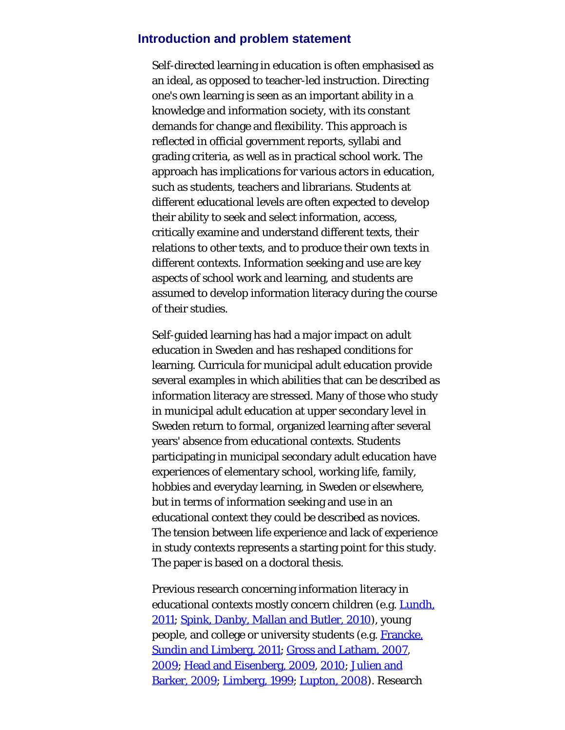## Introduction and problem statement

Self-directed learning in education is often emphasised as an ideal, as opposed to teacher-led instruction. Directing one's own learning is seen as an important ability in a knowledge and information society, with its constant demands for change and flexibility. This approach is reflected in official government reports, syllabi and grading criteria, as well as in practical school work. The approach has implications for various actors in education, such as students, teachers and librarians. Students at different educational levels are often expected to develop their ability to seek and select information, access, critically examine and understand different texts, their relations to other texts, and to produce their own texts in different contexts. Information seeking and use are key aspects of school work and learning, and students are assumed to develop information literacy during the course of their studies.

Self-guided learning has had a major impact on adult education in Sweden and has reshaped conditions for learning. Curricula for municipal adult education provide several examples in which abilities that can be described as information literacy are stressed. Many of those who study in municipal adult education at upper secondary level in Sweden return to formal, organized learning after several years' absence from educational contexts. Students participating in municipal secondary adult education have experiences of elementary school, working life, family, hobbies and everyday learning, in Sweden or elsewhere, but in terms of information seeking and use in an educational context they could be described as novices. The tension between life experience and lack of experience in study contexts represents a starting point for this study. The paper is based on a doctoral thesis.

Previous research concerning information literacy in educational contexts mostly concern children (e.g. Lundh, 2011; Spink, Danby, Mallan and Butler, 2010), young people, and college or university students (e.g. Francke, Sundin and Limberg, 2011; Gross and Latham, 2007, 2009; Head and Eisenberg, 2009, 2010; Julien and Barker, 2009; Limberg, 1999; Lupton, 2008). Research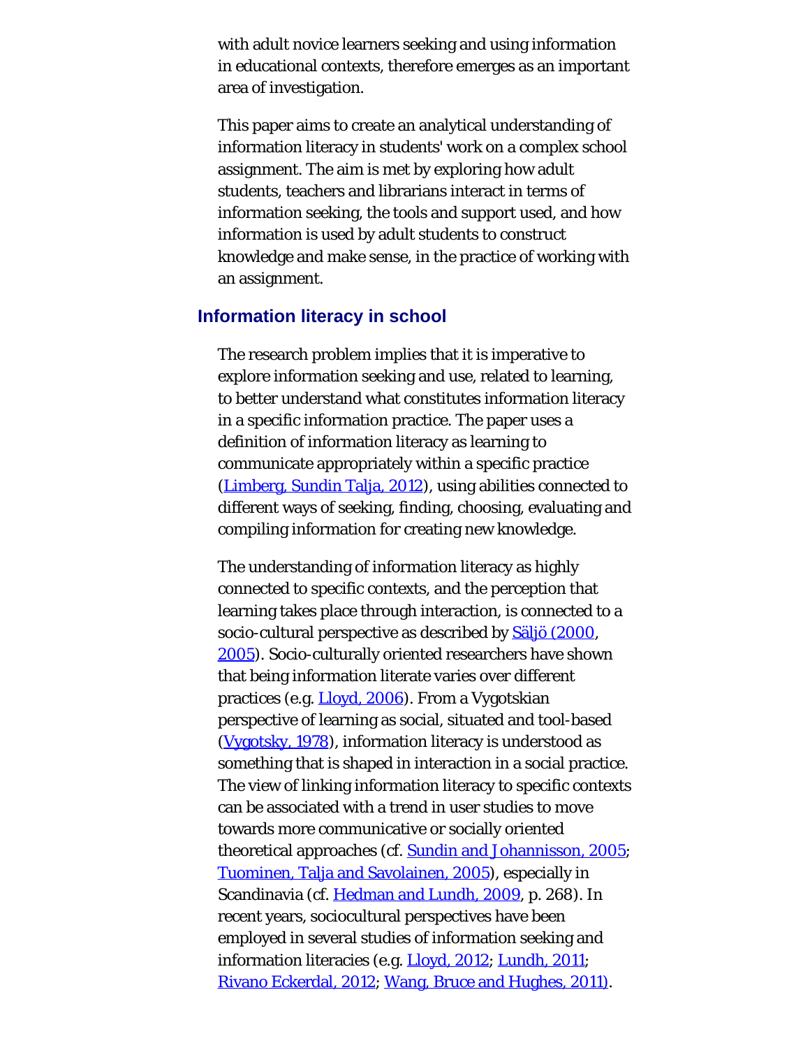with adult novice learners seeking and using information in educational contexts, therefore emerges as an important area of investigation.

This paper aims to create an analytical understanding of information literacy in students' work on a complex school assignment. The aim is met by exploring how adult students, teachers and librarians interact in terms of information seeking, the tools and support used, and how information is used by adult students to construct knowledge and make sense, in the practice of working with an assignment.

## Information literacy in school

The research problem implies that it is imperative to explore information seeking and use, related to learning, to better understand what constitutes information literacy in a specific information practice. The paper uses a definition of information literacy as learning to communicate appropriately within a specific practice (Limberg, Sundin Talja, 2012), using abilities connected to different ways of seeking, finding, choosing, evaluating and compiling information for creating new knowledge.

The understanding of information literacy as highly connected to specific contexts, and the perception that learning takes place through interaction, is connected to a socio-cultural perspective as described by Säljö (2000, 2005). Socio-culturally oriented researchers have shown that being information literate varies over different practices (e.g. Lloyd, 2006). From a Vygotskian perspective of learning as social, situated and tool-based (Vygotsky, 1978), information literacy is understood as something that is shaped in interaction in a social practice. The view of linking information literacy to specific contexts can be associated with a trend in user studies to move towards more communicative or socially oriented theoretical approaches (cf. Sundin and Johannisson, 2005; Tuominen, Talja and Savolainen, 2005), especially in Scandinavia (cf. Hedman and Lundh, 2009, p. 268). In recent years, sociocultural perspectives have been employed in several studies of information seeking and information literacies (e.g. Lloyd, 2012; Lundh, 2011; Rivano Eckerdal, 2012; Wang, Bruce and Hughes, 2011).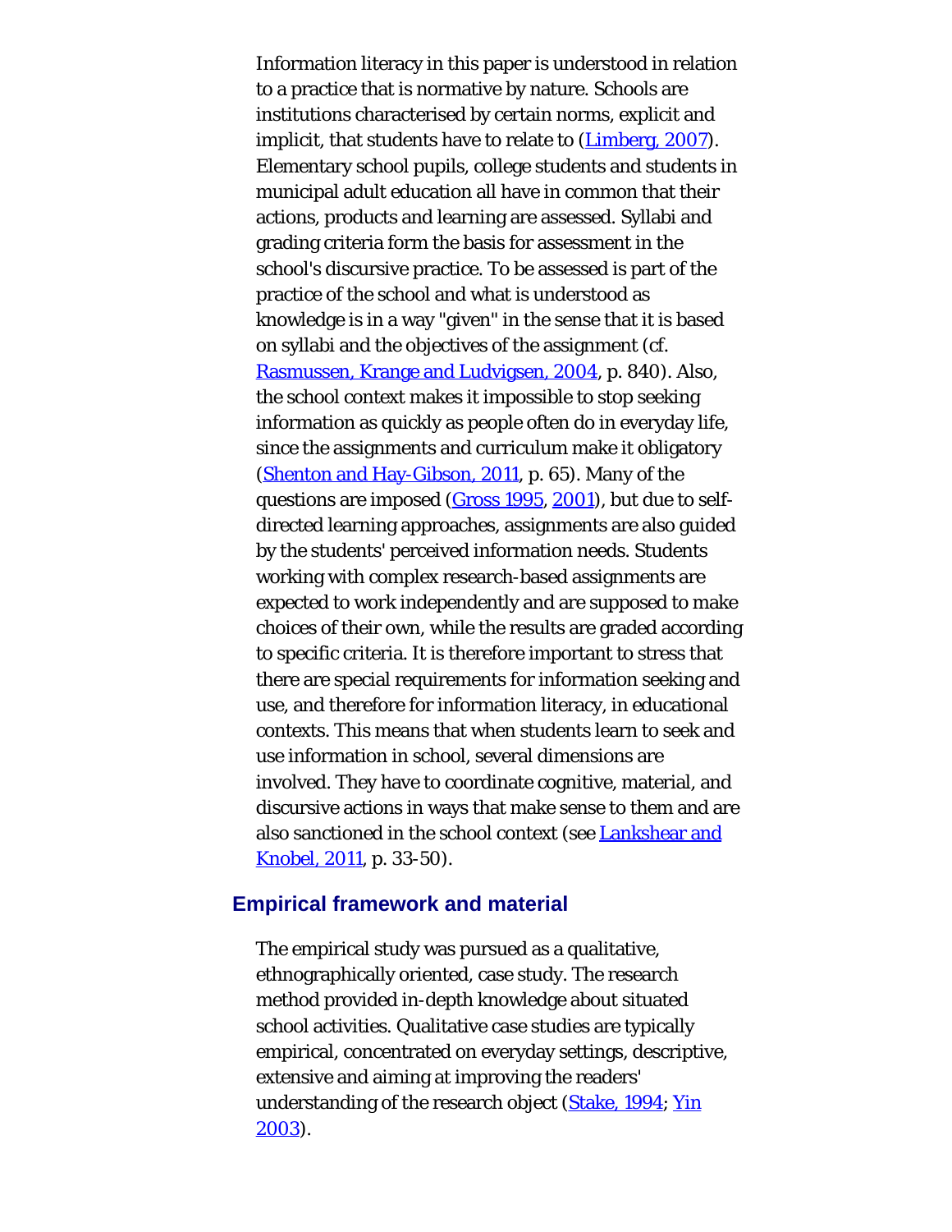Information literacy in this paper is understood in relation to a practice that is normative by nature. Schools are institutions characterised by certain norms, explicit and implicit, that students have to relate to (Limberg, 2007). Elementary school pupils, college students and students in municipal adult education all have in common that their actions, products and learning are assessed. Syllabi and grading criteria form the basis for assessment in the school's discursive practice. To be assessed is part of the practice of the school and what is understood as knowledge is in a way "given" in the sense that it is based on syllabi and the objectives of the assignment (cf. Rasmussen, Krange and Ludvigsen, 2004, p. 840). Also, the school context makes it impossible to stop seeking information as quickly as people often do in everyday life, since the assignments and curriculum make it obligatory (Shenton and Hay-Gibson, 2011, p. 65). Many of the questions are imposed (Gross 1995, 2001), but due to self-directed learning approaches, assignments are also guided by the students' perceived information needs. Students working with complex research-based assignments are expected to work independently and are supposed to make choices of their own, while the results are graded according to specific criteria. It is therefore important to stress that there are special requirements for information seeking and use, and therefore for information literacy, in educational contexts. This means that when students learn to seek and use information in school, several dimensions are involved. They have to coordinate cognitive, material, and discursive actions in ways that make sense to them and are also sanctioned in the school context (see Lankshear and Knobel, 2011, p. 33-50).

## Empirical framework and material

The empirical study was pursued as a qualitative, ethnographically oriented, case study. The research method provided in-depth knowledge about situated school activities. Qualitative case studies are typically empirical, concentrated on everyday settings, descriptive, extensive and aiming at improving the readers' understanding of the research object (Stake, 1994; Yin 2003).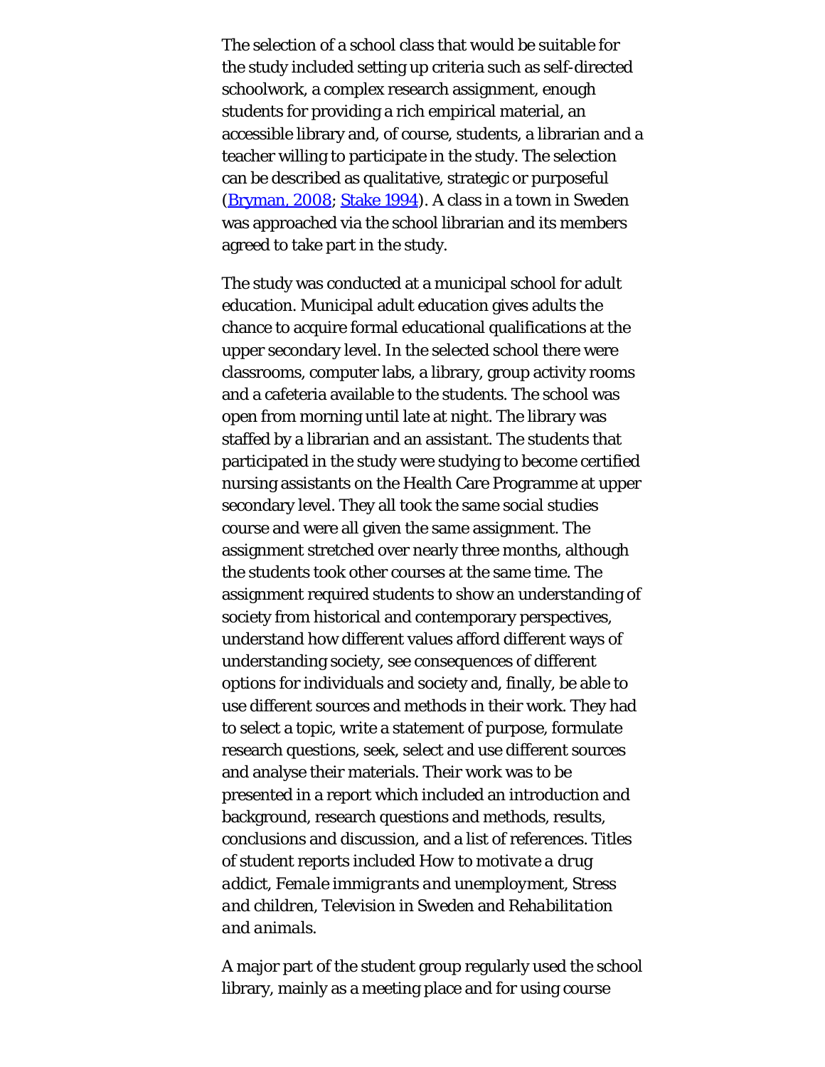The selection of a school class that would be suitable for the study included setting up criteria such as self-directed schoolwork, a complex research assignment, enough students for providing a rich empirical material, an accessible library and, of course, students, a librarian and a teacher willing to participate in the study. The selection can be described as qualitative, strategic or purposeful (Bryman, 2008; Stake 1994). A class in a town in Sweden was approached via the school librarian and its members agreed to take part in the study.

The study was conducted at a municipal school for adult education. Municipal adult education gives adults the chance to acquire formal educational qualifications at the upper secondary level. In the selected school there were classrooms, computer labs, a library, group activity rooms and a cafeteria available to the students. The school was open from morning until late at night. The library was staffed by a librarian and an assistant. The students that participated in the study were studying to become certified nursing assistants on the Health Care Programme at upper secondary level. They all took the same social studies course and were all given the same assignment. The assignment stretched over nearly three months, although the students took other courses at the same time. The assignment required students to show an understanding of society from historical and contemporary perspectives, understand how different values afford different ways of understanding society, see consequences of different options for individuals and society and, finally, be able to use different sources and methods in their work. They had to select a topic, write a statement of purpose, formulate research questions, seek, select and use different sources and analyse their materials. Their work was to be presented in a report which included an introduction and background, research questions and methods, results, conclusions and discussion, and a list of references. Titles of student reports included *How to motivate a drug addict*, *Female immigrants and unemployment*, *Stress and children*, *Television in Sweden* and *Rehabilitation and animals*.

A major part of the student group regularly used the school library, mainly as a meeting place and for using course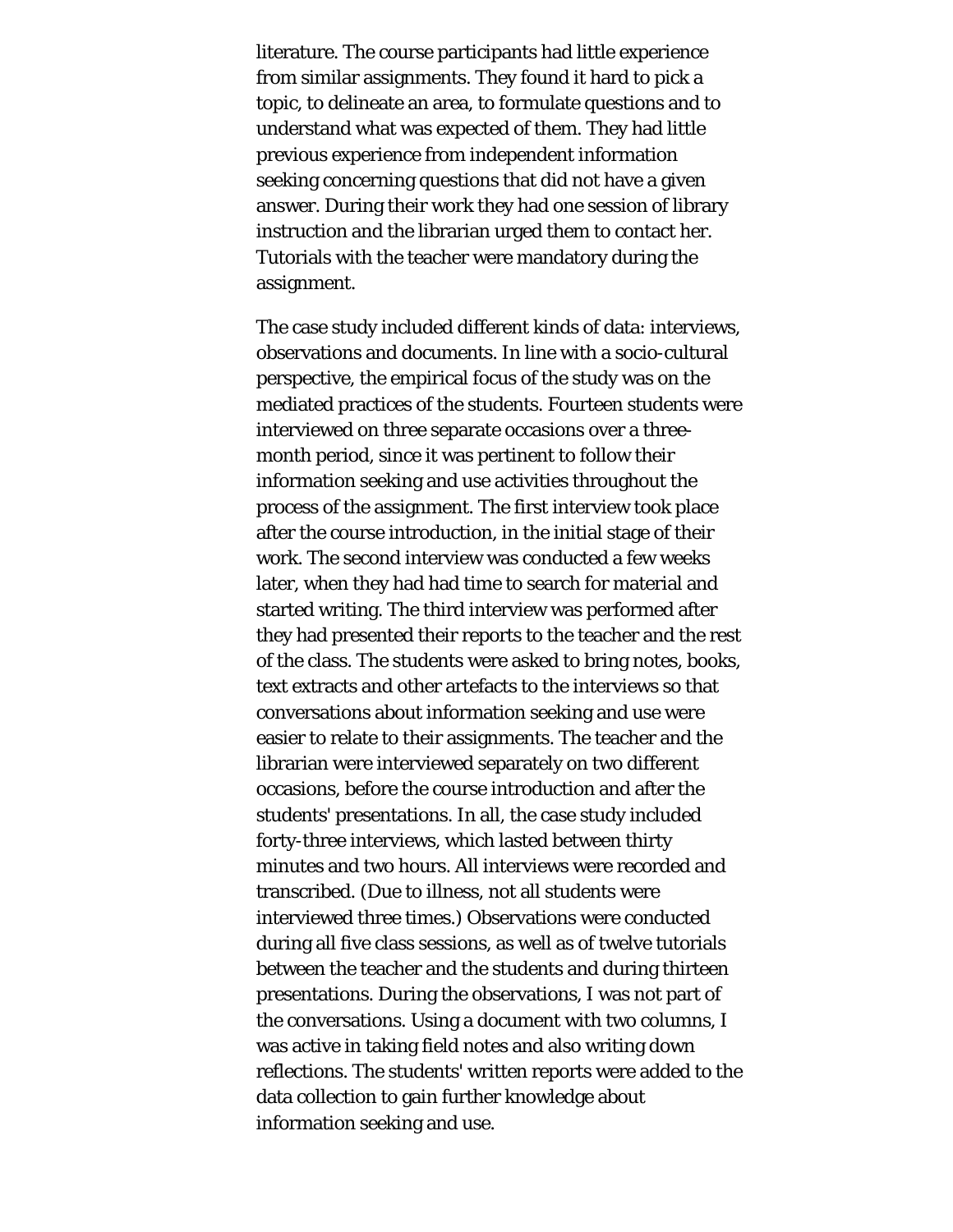literature. The course participants had little experience from similar assignments. They found it hard to pick a topic, to delineate an area, to formulate questions and to understand what was expected of them. They had little previous experience from independent information seeking concerning questions that did not have a given answer. During their work they had one session of library instruction and the librarian urged them to contact her. Tutorials with the teacher were mandatory during the assignment.

The case study included different kinds of data: interviews, observations and documents. In line with a socio-cultural perspective, the empirical focus of the study was on the mediated practices of the students. Fourteen students were interviewed on three separate occasions over a three-month period, since it was pertinent to follow their information seeking and use activities throughout the process of the assignment. The first interview took place after the course introduction, in the initial stage of their work. The second interview was conducted a few weeks later, when they had had time to search for material and started writing. The third interview was performed after they had presented their reports to the teacher and the rest of the class. The students were asked to bring notes, books, text extracts and other artefacts to the interviews so that conversations about information seeking and use were easier to relate to their assignments. The teacher and the librarian were interviewed separately on two different occasions, before the course introduction and after the students' presentations. In all, the case study included forty-three interviews, which lasted between thirty minutes and two hours. All interviews were recorded and transcribed. (Due to illness, not all students were interviewed three times.) Observations were conducted during all five class sessions, as well as of twelve tutorials between the teacher and the students and during thirteen presentations. During the observations, I was not part of the conversations. Using a document with two columns, I was active in taking field notes and also writing down reflections. The students' written reports were added to the data collection to gain further knowledge about information seeking and use.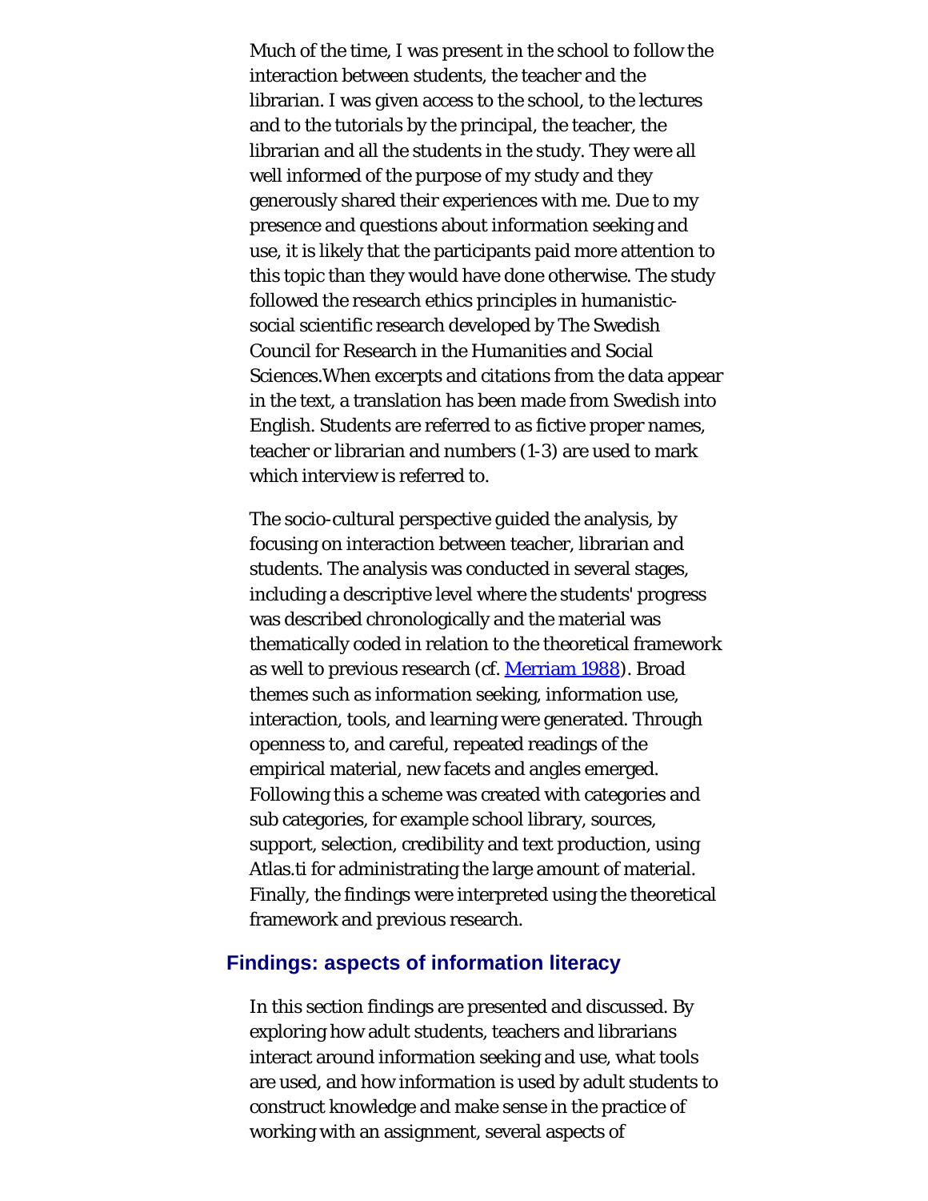Much of the time, I was present in the school to follow the interaction between students, the teacher and the librarian. I was given access to the school, to the lectures and to the tutorials by the principal, the teacher, the librarian and all the students in the study. They were all well informed of the purpose of my study and they generously shared their experiences with me. Due to my presence and questions about information seeking and use, it is likely that the participants paid more attention to this topic than they would have done otherwise. The study followed the research ethics principles in humanistic-social scientific research developed by The Swedish Council for Research in the Humanities and Social Sciences.When excerpts and citations from the data appear in the text, a translation has been made from Swedish into English. Students are referred to as fictive proper names, teacher or librarian and numbers (1-3) are used to mark which interview is referred to.

The socio-cultural perspective guided the analysis, by focusing on interaction between teacher, librarian and students. The analysis was conducted in several stages, including a descriptive level where the students' progress was described chronologically and the material was thematically coded in relation to the theoretical framework as well to previous research (cf. Merriam 1988). Broad themes such as information seeking, information use, interaction, tools, and learning were generated. Through openness to, and careful, repeated readings of the empirical material, new facets and angles emerged. Following this a scheme was created with categories and sub categories, for example school library, sources, support, selection, credibility and text production, using Atlas.ti for administrating the large amount of material. Finally, the findings were interpreted using the theoretical framework and previous research.

## Findings: aspects of information literacy

In this section findings are presented and discussed. By exploring how adult students, teachers and librarians interact around information seeking and use, what tools are used, and how information is used by adult students to construct knowledge and make sense in the practice of working with an assignment, several aspects of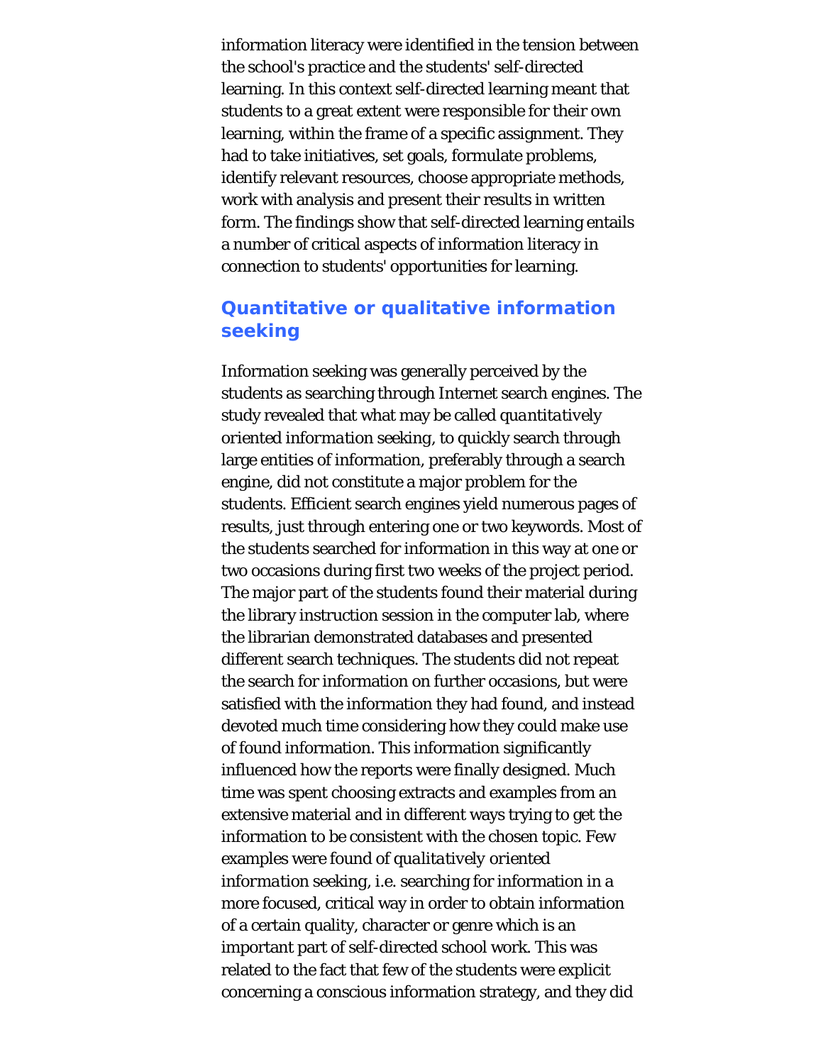information literacy were identified in the tension between the school's practice and the students' self-directed learning. In this context self-directed learning meant that students to a great extent were responsible for their own learning, within the frame of a specific assignment. They had to take initiatives, set goals, formulate problems, identify relevant resources, choose appropriate methods, work with analysis and present their results in written form. The findings show that self-directed learning entails a number of critical aspects of information literacy in connection to students' opportunities for learning.

## Quantitative or qualitative information seeking

Information seeking was generally perceived by the students as searching through Internet search engines. The study revealed that what may be called *quantitatively oriented information seeking*, to quickly search through large entities of information, preferably through a search engine, did not constitute a major problem for the students. Efficient search engines yield numerous pages of results, just through entering one or two keywords. Most of the students searched for information in this way at one or two occasions during first two weeks of the project period. The major part of the students found their material during the library instruction session in the computer lab, where the librarian demonstrated databases and presented different search techniques. The students did not repeat the search for information on further occasions, but were satisfied with the information they had found, and instead devoted much time considering how they could make use of found information. This information significantly influenced how the reports were finally designed. Much time was spent choosing extracts and examples from an extensive material and in different ways trying to get the information to be consistent with the chosen topic. Few examples were found of *qualitatively oriented information seeking*, i.e. searching for information in a more focused, critical way in order to obtain information of a certain quality, character or genre which is an important part of self-directed school work. This was related to the fact that few of the students were explicit concerning a conscious information strategy, and they did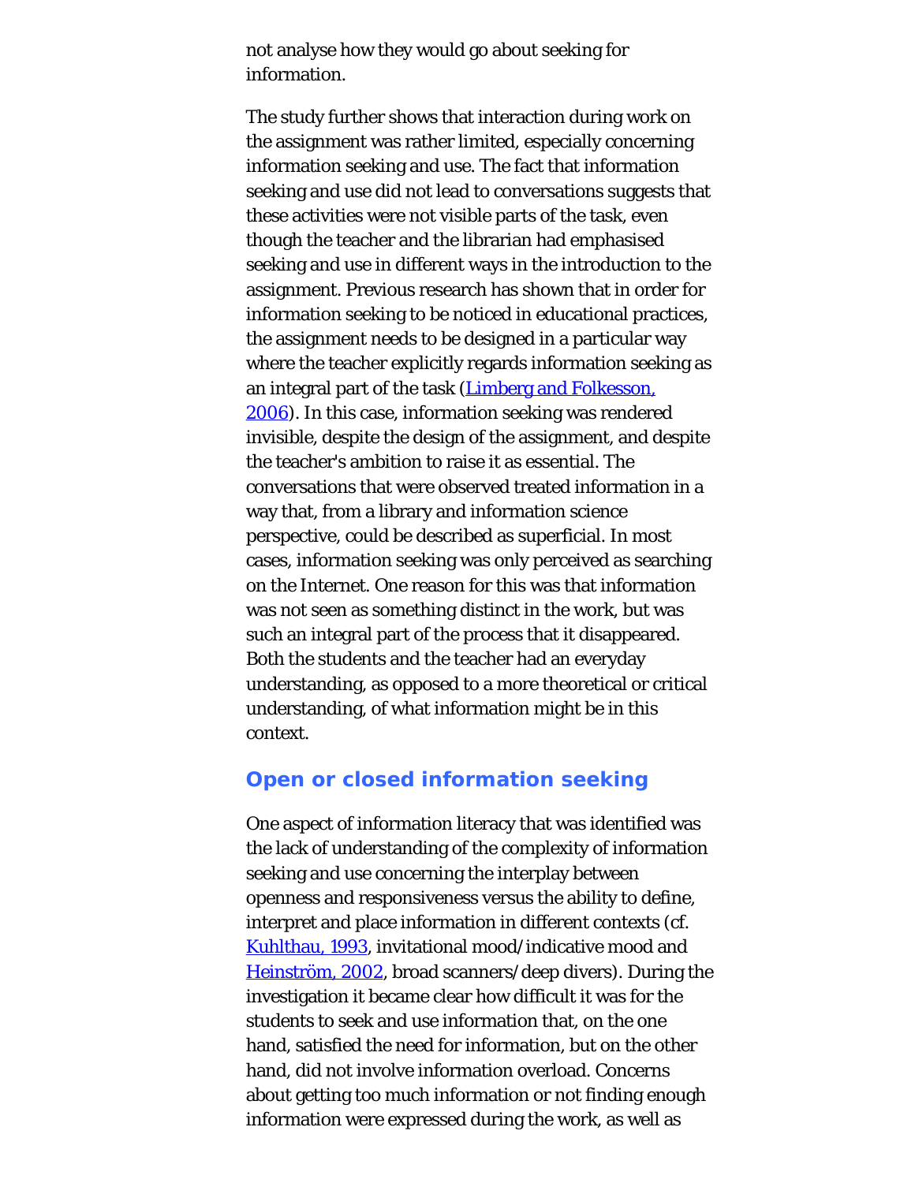not analyse how they would go about seeking for information.

The study further shows that interaction during work on the assignment was rather limited, especially concerning information seeking and use. The fact that information seeking and use did not lead to conversations suggests that these activities were not visible parts of the task, even though the teacher and the librarian had emphasised seeking and use in different ways in the introduction to the assignment. Previous research has shown that in order for information seeking to be noticed in educational practices, the assignment needs to be designed in a particular way where the teacher explicitly regards information seeking as an integral part of the task (Limberg and Folkesson, 2006). In this case, information seeking was rendered invisible, despite the design of the assignment, and despite the teacher's ambition to raise it as essential. The conversations that were observed treated information in a way that, from a library and information science perspective, could be described as superficial. In most cases, information seeking was only perceived as searching on the Internet. One reason for this was that information was not seen as something distinct in the work, but was such an integral part of the process that it disappeared. Both the students and the teacher had an everyday understanding, as opposed to a more theoretical or critical understanding, of what information might be in this context.

## Open or closed information seeking

One aspect of information literacy that was identified was the lack of understanding of the complexity of information seeking and use concerning the interplay between openness and responsiveness versus the ability to define, interpret and place information in different contexts (cf. Kuhlthau, 1993, invitational mood/indicative mood and Heinström, 2002, broad scanners/deep divers). During the investigation it became clear how difficult it was for the students to seek and use information that, on the one hand, satisfied the need for information, but on the other hand, did not involve information overload. Concerns about getting too much information or not finding enough information were expressed during the work, as well as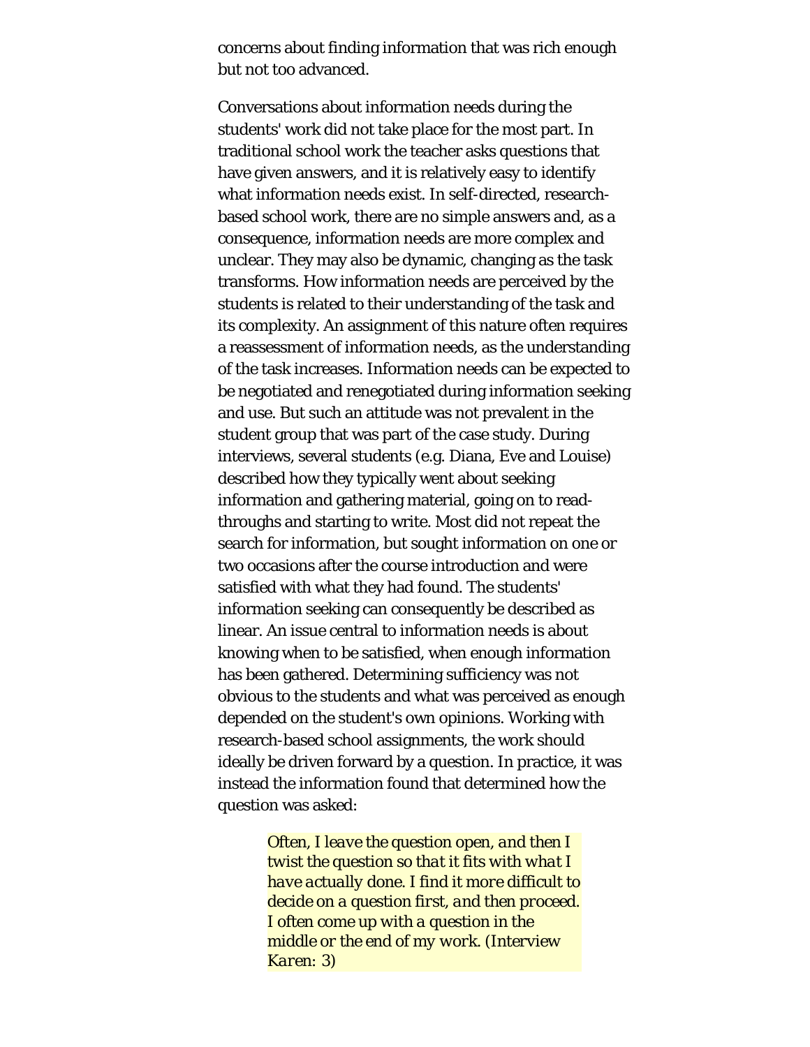concerns about finding information that was rich enough but not too advanced.

Conversations about information needs during the students' work did not take place for the most part. In traditional school work the teacher asks questions that have given answers, and it is relatively easy to identify what information needs exist. In self-directed, research-based school work, there are no simple answers and, as a consequence, information needs are more complex and unclear. They may also be dynamic, changing as the task transforms. How information needs are perceived by the students is related to their understanding of the task and its complexity. An assignment of this nature often requires a reassessment of information needs, as the understanding of the task increases. Information needs can be expected to be negotiated and renegotiated during information seeking and use. But such an attitude was not prevalent in the student group that was part of the case study. During interviews, several students (e.g. Diana, Eve and Louise) described how they typically went about seeking information and gathering material, going on to read-throughs and starting to write. Most did not repeat the search for information, but sought information on one or two occasions after the course introduction and were satisfied with what they had found. The students' information seeking can consequently be described as linear. An issue central to information needs is about knowing when to be satisfied, when enough information has been gathered. Determining sufficiency was not obvious to the students and what was perceived as enough depended on the student's own opinions. Working with research-based school assignments, the work should ideally be driven forward by a question. In practice, it was instead the information found that determined how the question was asked:

> *Often, I leave the question open, and then I twist the question so that it fits with what I have actually done. I find it more difficult to decide on a question first, and then proceed. I often come up with a question in the middle or the end of my work. (Interview Karen: 3)*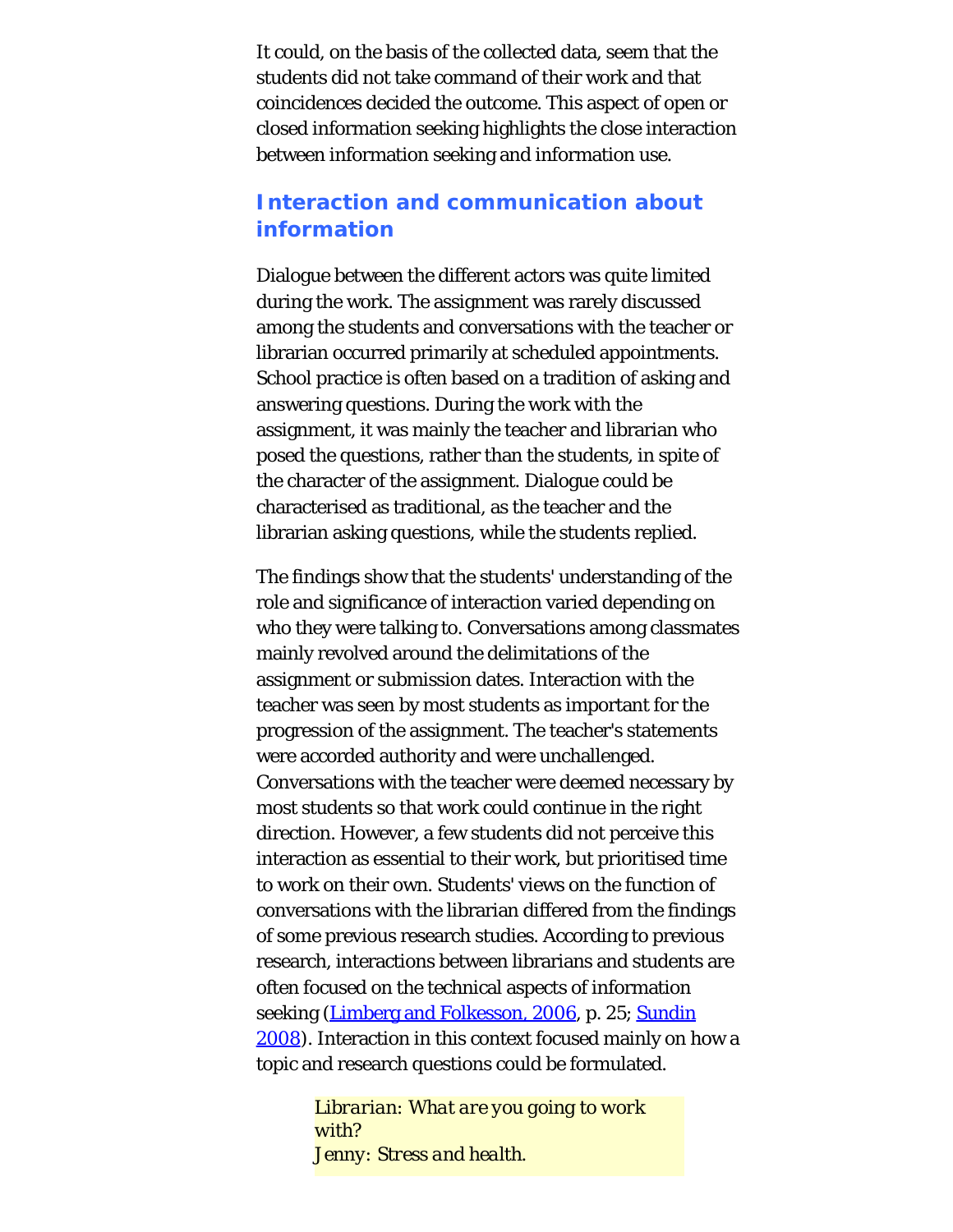It could, on the basis of the collected data, seem that the students did not take command of their work and that coincidences decided the outcome. This aspect of open or closed information seeking highlights the close interaction between information seeking and information use.

## Interaction and communication about information

Dialogue between the different actors was quite limited during the work. The assignment was rarely discussed among the students and conversations with the teacher or librarian occurred primarily at scheduled appointments. School practice is often based on a tradition of asking and answering questions. During the work with the assignment, it was mainly the teacher and librarian who posed the questions, rather than the students, in spite of the character of the assignment. Dialogue could be characterised as traditional, as the teacher and the librarian asking questions, while the students replied.

The findings show that the students' understanding of the role and significance of interaction varied depending on who they were talking to. Conversations among classmates mainly revolved around the delimitations of the assignment or submission dates. Interaction with the teacher was seen by most students as important for the progression of the assignment. The teacher's statements were accorded authority and were unchallenged. Conversations with the teacher were deemed necessary by most students so that work could continue in the right direction. However, a few students did not perceive this interaction as essential to their work, but prioritised time to work on their own. Students' views on the function of conversations with the librarian differed from the findings of some previous research studies. According to previous research, interactions between librarians and students are often focused on the technical aspects of information seeking (Limberg and Folkesson, 2006, p. 25; Sundin 2008). Interaction in this context focused mainly on how a topic and research questions could be formulated.

> *Librarian: What are you going to work with?*
> *Jenny: Stress and health.*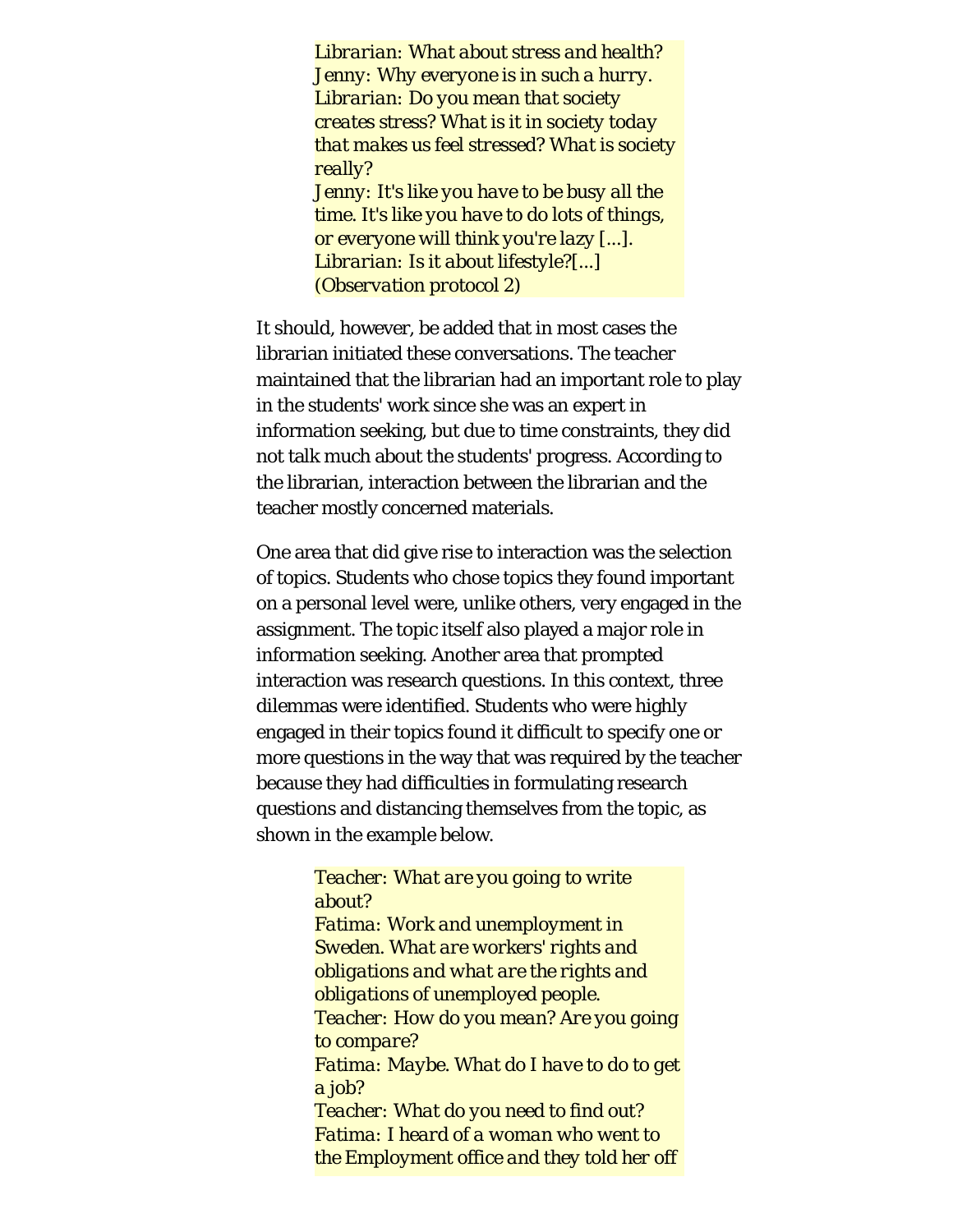> *Librarian: What about stress and health?*
> *Jenny: Why everyone is in such a hurry.*
> *Librarian: Do you mean that society creates stress? What is it in society today that makes us feel stressed? What is society really?*
> *Jenny: It's like you have to be busy all the time. It's like you have to do lots of things, or everyone will think you're lazy [...].*
> *Librarian: Is it about lifestyle?[...]*
> *(Observation protocol 2)*

It should, however, be added that in most cases the librarian initiated these conversations. The teacher maintained that the librarian had an important role to play in the students' work since she was an expert in information seeking, but due to time constraints, they did not talk much about the students' progress. According to the librarian, interaction between the librarian and the teacher mostly concerned materials.

One area that did give rise to interaction was the selection of topics. Students who chose topics they found important on a personal level were, unlike others, very engaged in the assignment. The topic itself also played a major role in information seeking. Another area that prompted interaction was research questions. In this context, three dilemmas were identified. Students who were highly engaged in their topics found it difficult to specify one or more questions in the way that was required by the teacher because they had difficulties in formulating research questions and distancing themselves from the topic, as shown in the example below.

> *Teacher: What are you going to write about?*
> *Fatima: Work and unemployment in Sweden. What are workers' rights and obligations and what are the rights and obligations of unemployed people.*
> *Teacher: How do you mean? Are you going to compare?*
> *Fatima: Maybe. What do I have to do to get a job?*
> *Teacher: What do you need to find out?*
> *Fatima: I heard of a woman who went to the Employment office and they told her off*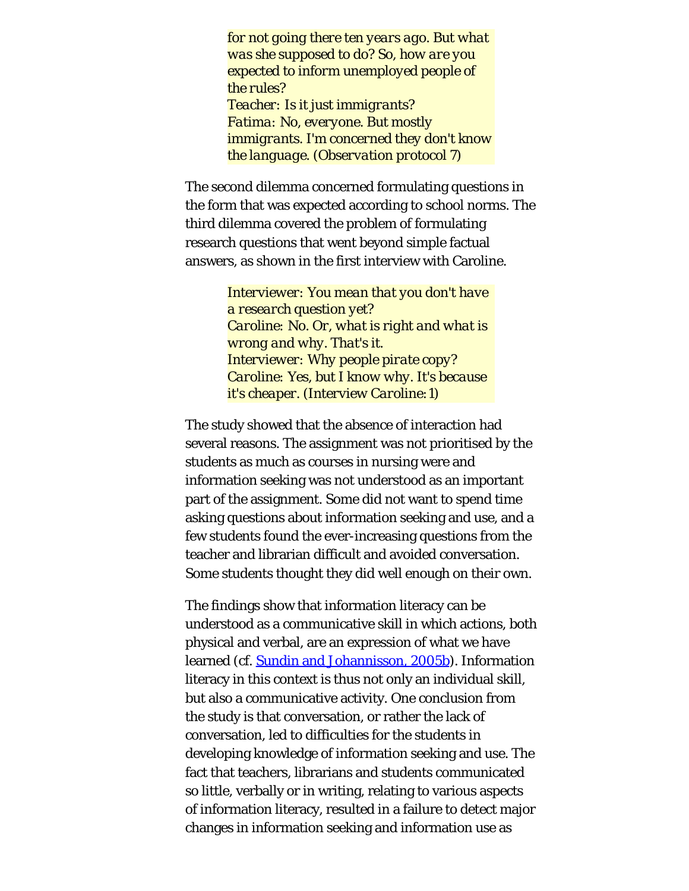> *for not going there ten years ago. But what was she supposed to do? So, how are you expected to inform unemployed people of the rules?*
> *Teacher: Is it just immigrants?*
> *Fatima: No, everyone. But mostly immigrants. I'm concerned they don't know the language. (Observation protocol 7)*

The second dilemma concerned formulating questions in the form that was expected according to school norms. The third dilemma covered the problem of formulating research questions that went beyond simple factual answers, as shown in the first interview with Caroline.

> *Interviewer: You mean that you don't have a research question yet?*
> *Caroline: No. Or, what is right and what is wrong and why. That's it.*
> *Interviewer: Why people pirate copy?*
> *Caroline: Yes, but I know why. It's because it's cheaper. (Interview Caroline: 1)*

The study showed that the absence of interaction had several reasons. The assignment was not prioritised by the students as much as courses in nursing were and information seeking was not understood as an important part of the assignment. Some did not want to spend time asking questions about information seeking and use, and a few students found the ever-increasing questions from the teacher and librarian difficult and avoided conversation. Some students thought they did well enough on their own.

The findings show that information literacy can be understood as a communicative skill in which actions, both physical and verbal, are an expression of what we have learned (cf. Sundin and Johannisson, 2005b). Information literacy in this context is thus not only an individual skill, but also a communicative activity. One conclusion from the study is that conversation, or rather the lack of conversation, led to difficulties for the students in developing knowledge of information seeking and use. The fact that teachers, librarians and students communicated so little, verbally or in writing, relating to various aspects of information literacy, resulted in a failure to detect major changes in information seeking and information use as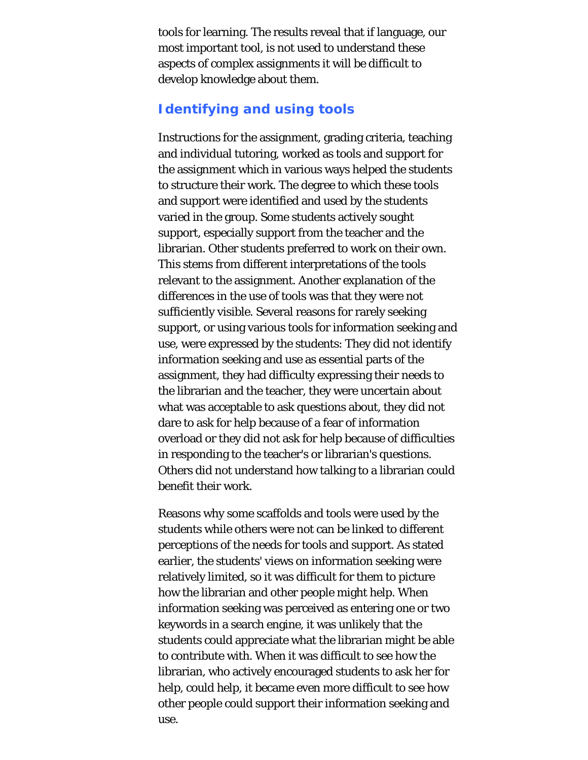tools for learning. The results reveal that if language, our most important tool, is not used to understand these aspects of complex assignments it will be difficult to develop knowledge about them.

## Identifying and using tools

Instructions for the assignment, grading criteria, teaching and individual tutoring, worked as tools and support for the assignment which in various ways helped the students to structure their work. The degree to which these tools and support were identified and used by the students varied in the group. Some students actively sought support, especially support from the teacher and the librarian. Other students preferred to work on their own. This stems from different interpretations of the tools relevant to the assignment. Another explanation of the differences in the use of tools was that they were not sufficiently visible. Several reasons for rarely seeking support, or using various tools for information seeking and use, were expressed by the students: They did not identify information seeking and use as essential parts of the assignment, they had difficulty expressing their needs to the librarian and the teacher, they were uncertain about what was acceptable to ask questions about, they did not dare to ask for help because of a fear of information overload or they did not ask for help because of difficulties in responding to the teacher's or librarian's questions. Others did not understand how talking to a librarian could benefit their work.

Reasons why some scaffolds and tools were used by the students while others were not can be linked to different perceptions of the needs for tools and support. As stated earlier, the students' views on information seeking were relatively limited, so it was difficult for them to picture how the librarian and other people might help. When information seeking was perceived as entering one or two keywords in a search engine, it was unlikely that the students could appreciate what the librarian might be able to contribute with. When it was difficult to see how the librarian, who actively encouraged students to ask her for help, could help, it became even more difficult to see how other people could support their information seeking and use.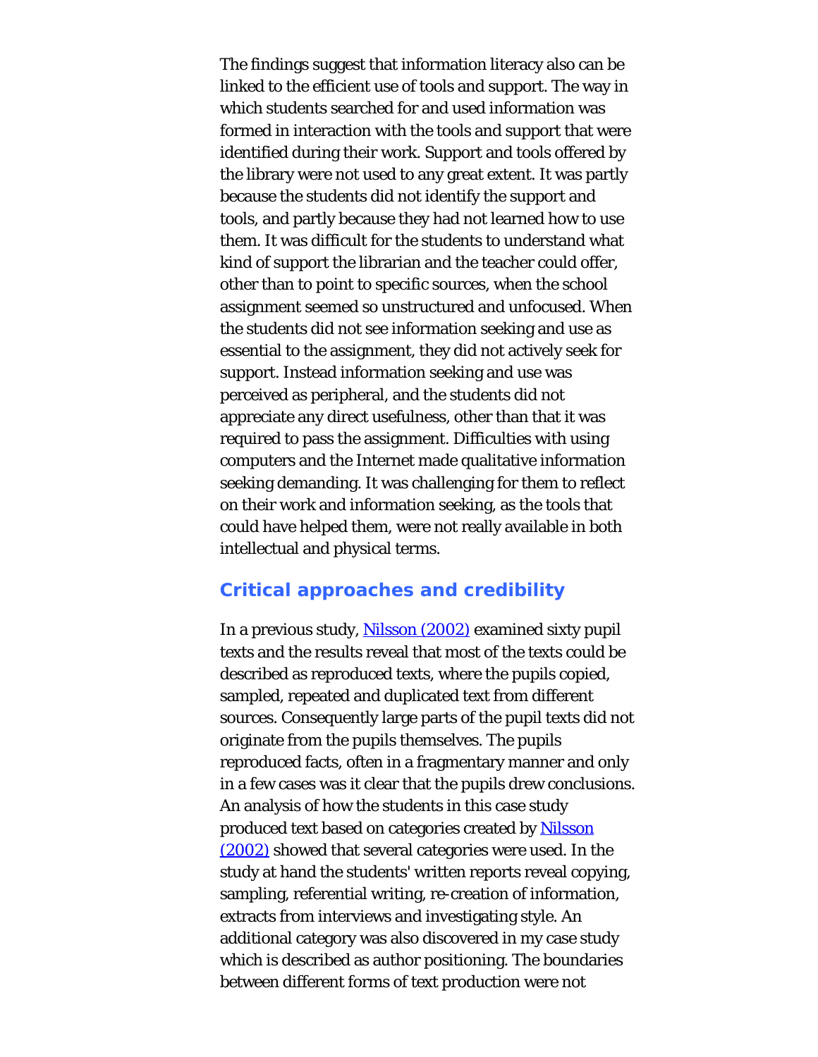The findings suggest that information literacy also can be linked to the efficient use of tools and support. The way in which students searched for and used information was formed in interaction with the tools and support that were identified during their work. Support and tools offered by the library were not used to any great extent. It was partly because the students did not identify the support and tools, and partly because they had not learned how to use them. It was difficult for the students to understand what kind of support the librarian and the teacher could offer, other than to point to specific sources, when the school assignment seemed so unstructured and unfocused. When the students did not see information seeking and use as essential to the assignment, they did not actively seek for support. Instead information seeking and use was perceived as peripheral, and the students did not appreciate any direct usefulness, other than that it was required to pass the assignment. Difficulties with using computers and the Internet made qualitative information seeking demanding. It was challenging for them to reflect on their work and information seeking, as the tools that could have helped them, were not really available in both intellectual and physical terms.

## Critical approaches and credibility

In a previous study, Nilsson (2002) examined sixty pupil texts and the results reveal that most of the texts could be described as reproduced texts, where the pupils copied, sampled, repeated and duplicated text from different sources. Consequently large parts of the pupil texts did not originate from the pupils themselves. The pupils reproduced facts, often in a fragmentary manner and only in a few cases was it clear that the pupils drew conclusions. An analysis of how the students in this case study produced text based on categories created by Nilsson (2002) showed that several categories were used. In the study at hand the students' written reports reveal copying, sampling, referential writing, re-creation of information, extracts from interviews and investigating style. An additional category was also discovered in my case study which is described as author positioning. The boundaries between different forms of text production were not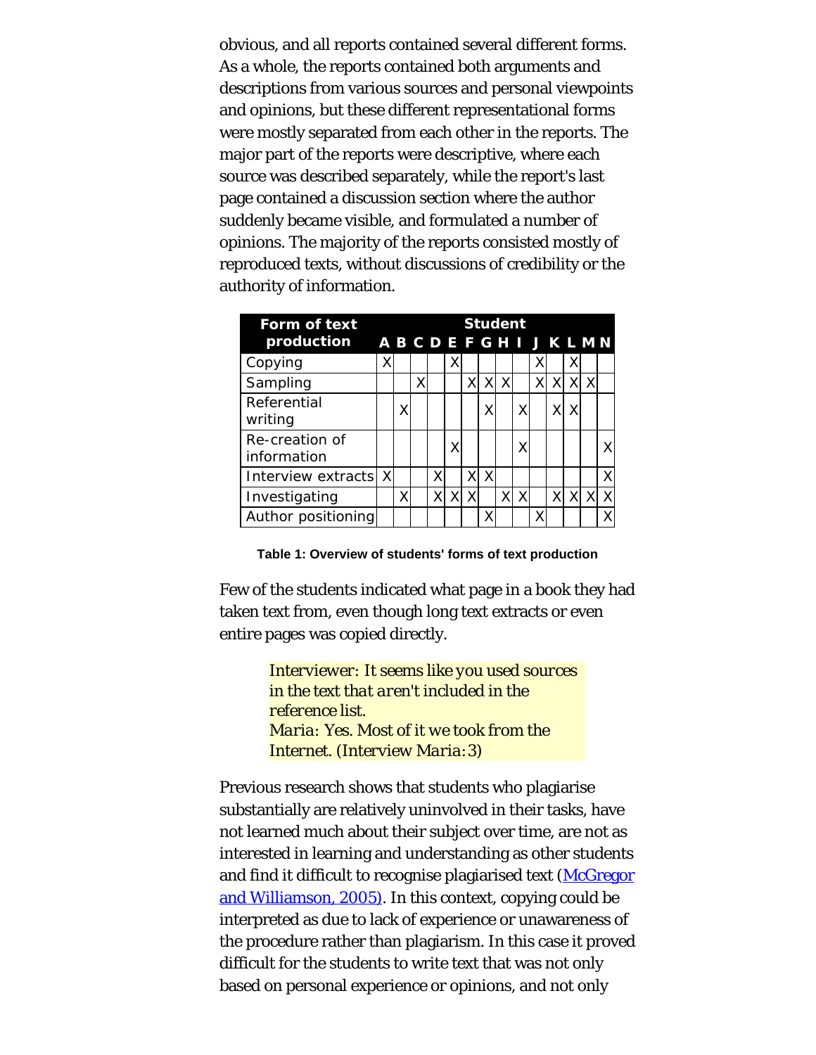obvious, and all reports contained several different forms. As a whole, the reports contained both arguments and descriptions from various sources and personal viewpoints and opinions, but these different representational forms were mostly separated from each other in the reports. The major part of the reports were descriptive, where each source was described separately, while the report's last page contained a discussion section where the author suddenly became visible, and formulated a number of opinions. The majority of the reports consisted mostly of reproduced texts, without discussions of credibility or the authority of information.

| Form of text production | Student | | | | | | | | | | | | | |
|---|---|---|---|---|---|---|---|---|---|---|---|---|---|---|
| | A | B | C | D | E | F | G | H | I | J | K | L | M | N |
| Copying | X | | | | X | | | | | X | | X | | |
| Sampling | | | X | | | X | X | X | | X | X | X | X | |
| Referential writing | | X | | | | | X | | X | | X | X | | |
| Re-creation of information | | | | | X | | | | X | | | | | X |
| Interview extracts | X | | | X | | X | X | | | | | | | X |
| Investigating | | X | | X | X | X | | X | X | | X | X | X | X |
| Author positioning | | | | | | | X | | | X | | | | X |

**Table 1: Overview of students' forms of text production**

Few of the students indicated what page in a book they had taken text from, even though long text extracts or even entire pages was copied directly.

> *Interviewer: It seems like you used sources in the text that aren't included in the reference list.*
> *Maria: Yes. Most of it we took from the Internet. (Interview Maria:3)*

Previous research shows that students who plagiarise substantially are relatively uninvolved in their tasks, have not learned much about their subject over time, are not as interested in learning and understanding as other students and find it difficult to recognise plagiarised text (McGregor and Williamson, 2005). In this context, copying could be interpreted as due to lack of experience or unawareness of the procedure rather than plagiarism. In this case it proved difficult for the students to write text that was not only based on personal experience or opinions, and not only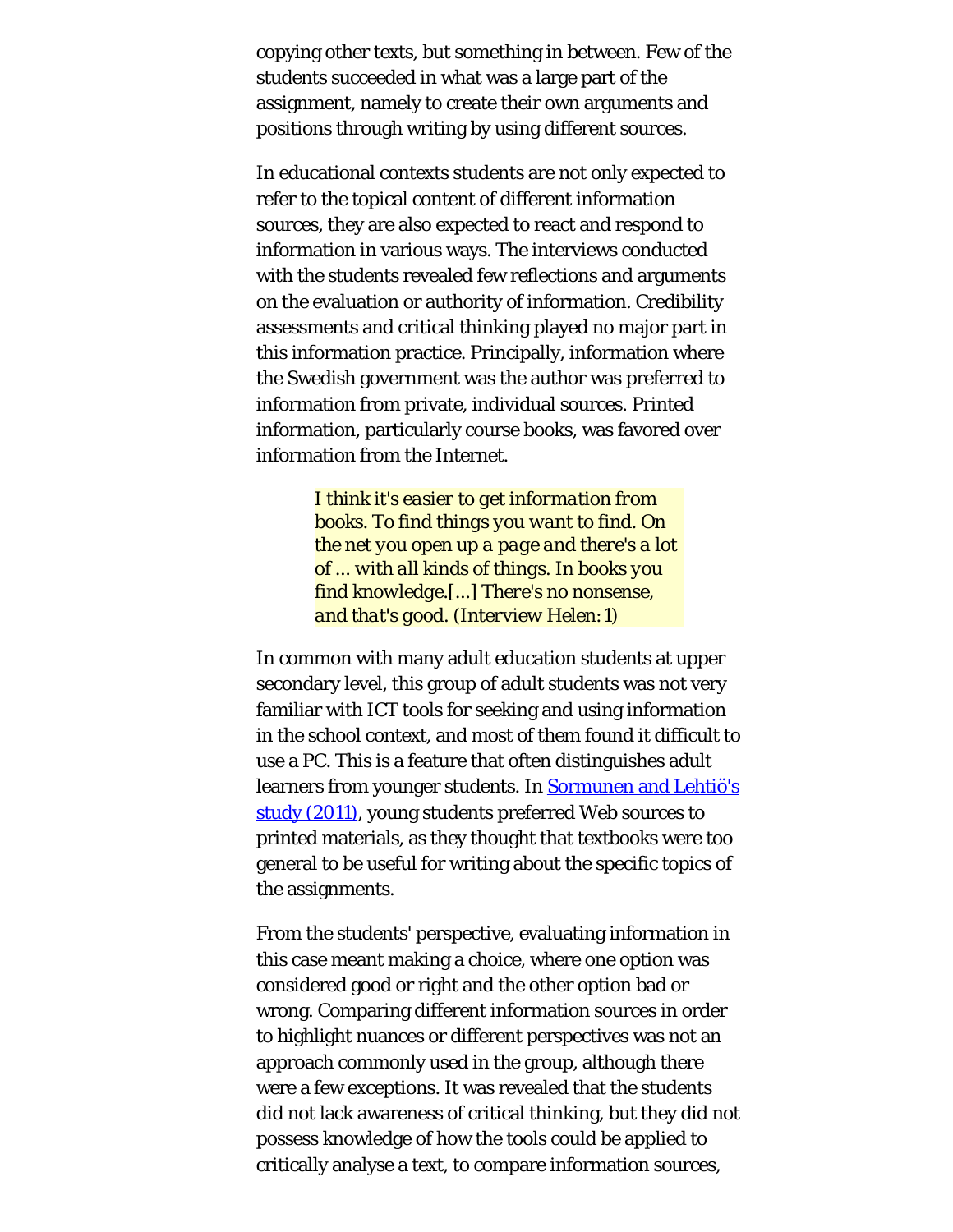copying other texts, but something in between. Few of the students succeeded in what was a large part of the assignment, namely to create their own arguments and positions through writing by using different sources.

In educational contexts students are not only expected to refer to the topical content of different information sources, they are also expected to react and respond to information in various ways. The interviews conducted with the students revealed few reflections and arguments on the evaluation or authority of information. Credibility assessments and critical thinking played no major part in this information practice. Principally, information where the Swedish government was the author was preferred to information from private, individual sources. Printed information, particularly course books, was favored over information from the Internet.

> *I think it's easier to get information from books. To find things you want to find. On the net you open up a page and there's a lot of ... with all kinds of things. In books you find knowledge.[...] There's no nonsense, and that's good. (Interview Helen: 1)*

In common with many adult education students at upper secondary level, this group of adult students was not very familiar with ICT tools for seeking and using information in the school context, and most of them found it difficult to use a PC. This is a feature that often distinguishes adult learners from younger students. In Sormunen and Lehtiö's study (2011), young students preferred Web sources to printed materials, as they thought that textbooks were too general to be useful for writing about the specific topics of the assignments.

From the students' perspective, evaluating information in this case meant making a choice, where one option was considered good or right and the other option bad or wrong. Comparing different information sources in order to highlight nuances or different perspectives was not an approach commonly used in the group, although there were a few exceptions. It was revealed that the students did not lack awareness of critical thinking, but they did not possess knowledge of how the tools could be applied to critically analyse a text, to compare information sources,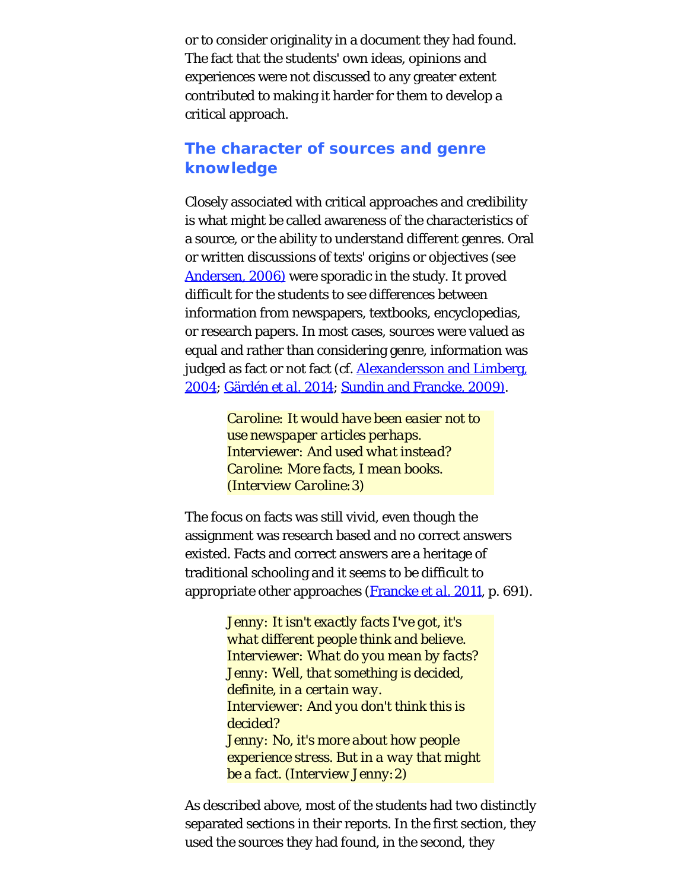or to consider originality in a document they had found. The fact that the students' own ideas, opinions and experiences were not discussed to any greater extent contributed to making it harder for them to develop a critical approach.

## The character of sources and genre knowledge

Closely associated with critical approaches and credibility is what might be called awareness of the characteristics of a source, or the ability to understand different genres. Oral or written discussions of texts' origins or objectives (see Andersen, 2006) were sporadic in the study. It proved difficult for the students to see differences between information from newspapers, textbooks, encyclopedias, or research papers. In most cases, sources were valued as equal and rather than considering genre, information was judged as fact or not fact (cf. Alexandersson and Limberg, 2004; Gärdén et al. 2014; Sundin and Francke, 2009).

> *Caroline: It would have been easier not to use newspaper articles perhaps.*
> *Interviewer: And used what instead?*
> *Caroline: More facts, I mean books.*
> *(Interview Caroline:3)*

The focus on facts was still vivid, even though the assignment was research based and no correct answers existed. Facts and correct answers are a heritage of traditional schooling and it seems to be difficult to appropriate other approaches (Francke et al. 2011, p. 691).

> *Jenny: It isn't exactly facts I've got, it's what different people think and believe.*
> *Interviewer: What do you mean by facts?*
> *Jenny: Well, that something is decided, definite, in a certain way.*
> *Interviewer: And you don't think this is decided?*
> *Jenny: No, it's more about how people experience stress. But in a way that might be a fact. (Interview Jenny:2)*

As described above, most of the students had two distinctly separated sections in their reports. In the first section, they used the sources they had found, in the second, they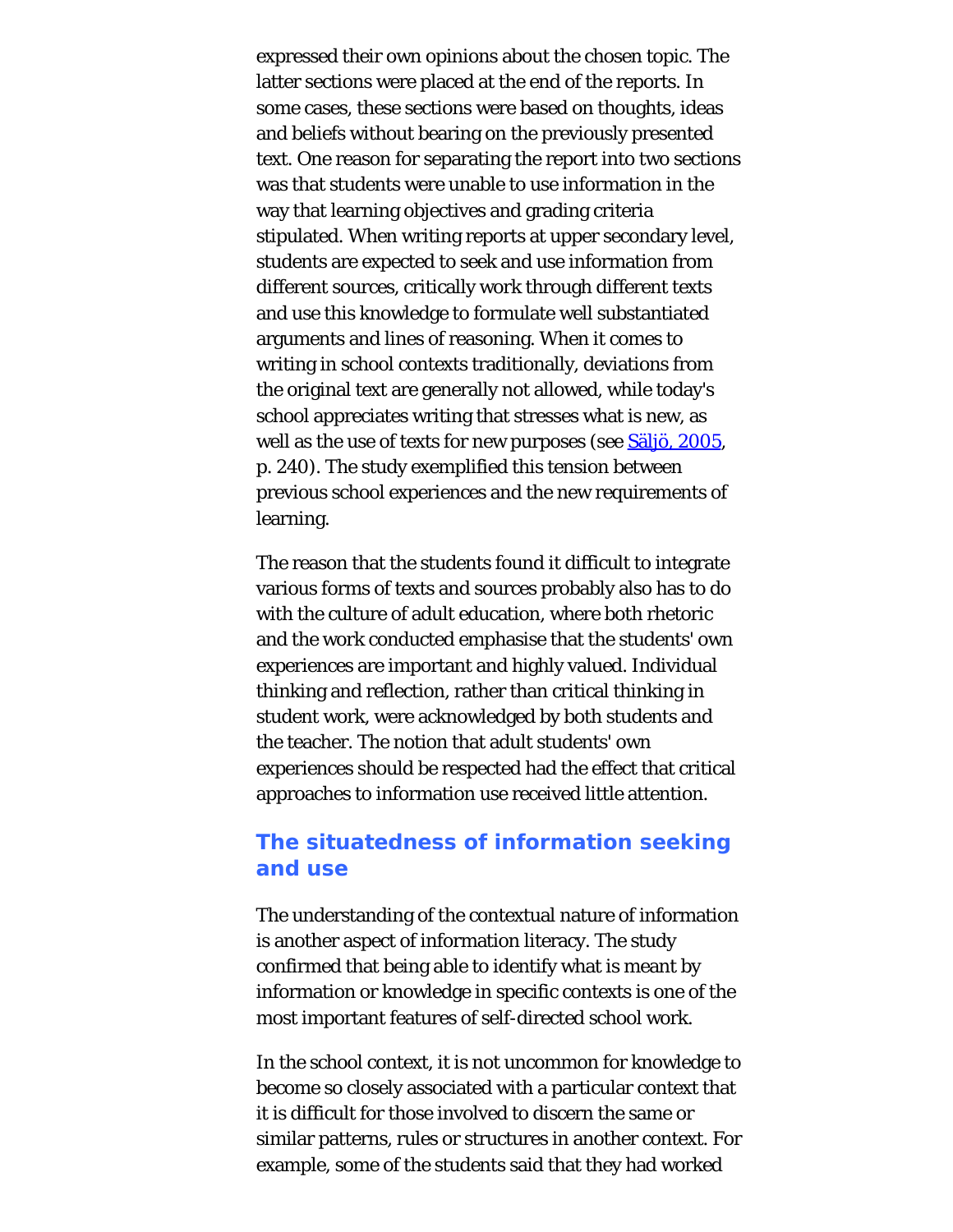expressed their own opinions about the chosen topic. The latter sections were placed at the end of the reports. In some cases, these sections were based on thoughts, ideas and beliefs without bearing on the previously presented text. One reason for separating the report into two sections was that students were unable to use information in the way that learning objectives and grading criteria stipulated. When writing reports at upper secondary level, students are expected to seek and use information from different sources, critically work through different texts and use this knowledge to formulate well substantiated arguments and lines of reasoning. When it comes to writing in school contexts traditionally, deviations from the original text are generally not allowed, while today's school appreciates writing that stresses what is new, as well as the use of texts for new purposes (see Säljö, 2005, p. 240). The study exemplified this tension between previous school experiences and the new requirements of learning.

The reason that the students found it difficult to integrate various forms of texts and sources probably also has to do with the culture of adult education, where both rhetoric and the work conducted emphasise that the students' own experiences are important and highly valued. Individual thinking and reflection, rather than critical thinking in student work, were acknowledged by both students and the teacher. The notion that adult students' own experiences should be respected had the effect that critical approaches to information use received little attention.

## The situatedness of information seeking and use

The understanding of the contextual nature of information is another aspect of information literacy. The study confirmed that being able to identify what is meant by information or knowledge in specific contexts is one of the most important features of self-directed school work.

In the school context, it is not uncommon for knowledge to become so closely associated with a particular context that it is difficult for those involved to discern the same or similar patterns, rules or structures in another context. For example, some of the students said that they had worked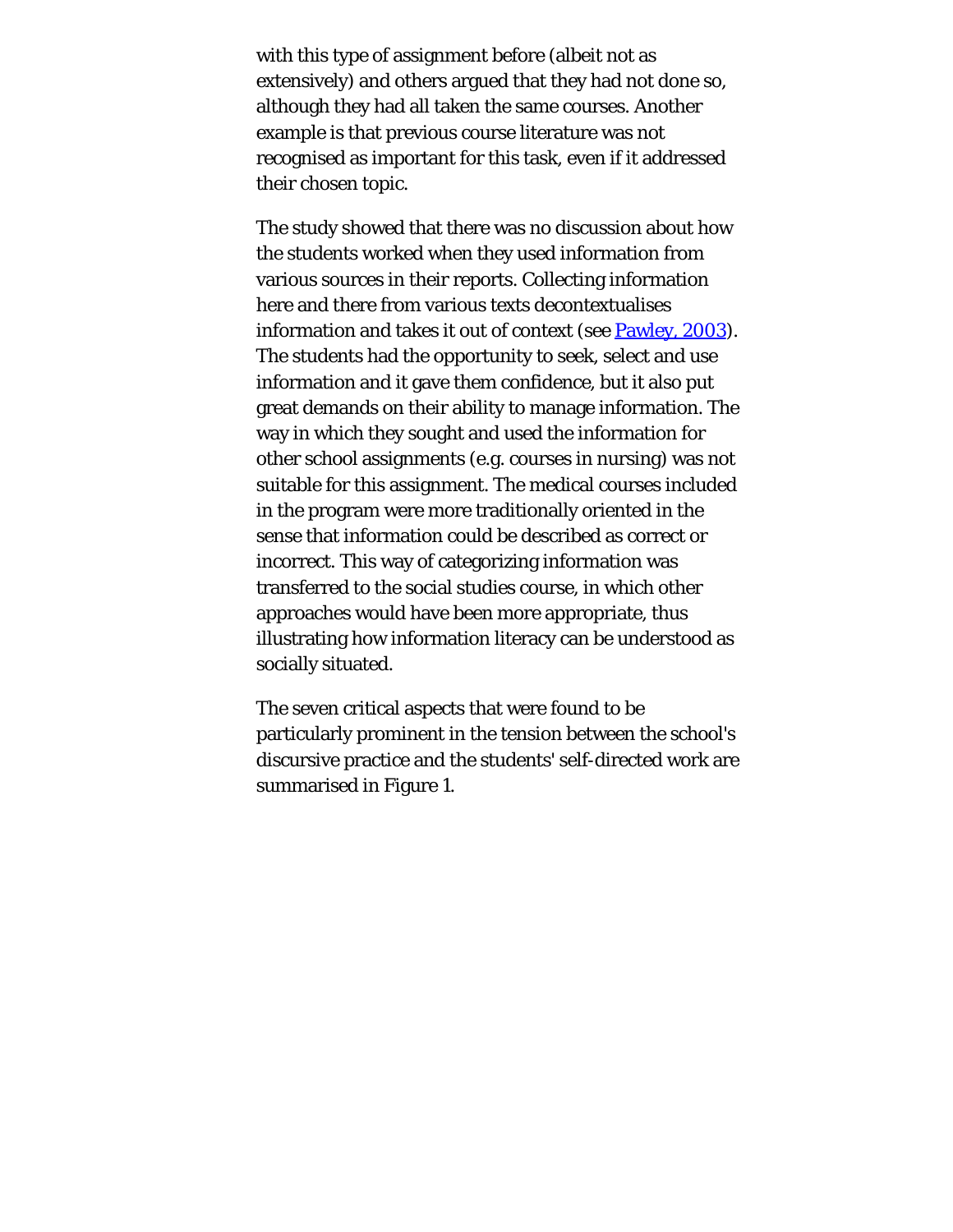with this type of assignment before (albeit not as extensively) and others argued that they had not done so, although they had all taken the same courses. Another example is that previous course literature was not recognised as important for this task, even if it addressed their chosen topic.

The study showed that there was no discussion about how the students worked when they used information from various sources in their reports. Collecting information here and there from various texts decontextualises information and takes it out of context (see Pawley, 2003). The students had the opportunity to seek, select and use information and it gave them confidence, but it also put great demands on their ability to manage information. The way in which they sought and used the information for other school assignments (e.g. courses in nursing) was not suitable for this assignment. The medical courses included in the program were more traditionally oriented in the sense that information could be described as correct or incorrect. This way of categorizing information was transferred to the social studies course, in which other approaches would have been more appropriate, thus illustrating how information literacy can be understood as socially situated.

The seven critical aspects that were found to be particularly prominent in the tension between the school's discursive practice and the students' self-directed work are summarised in Figure 1.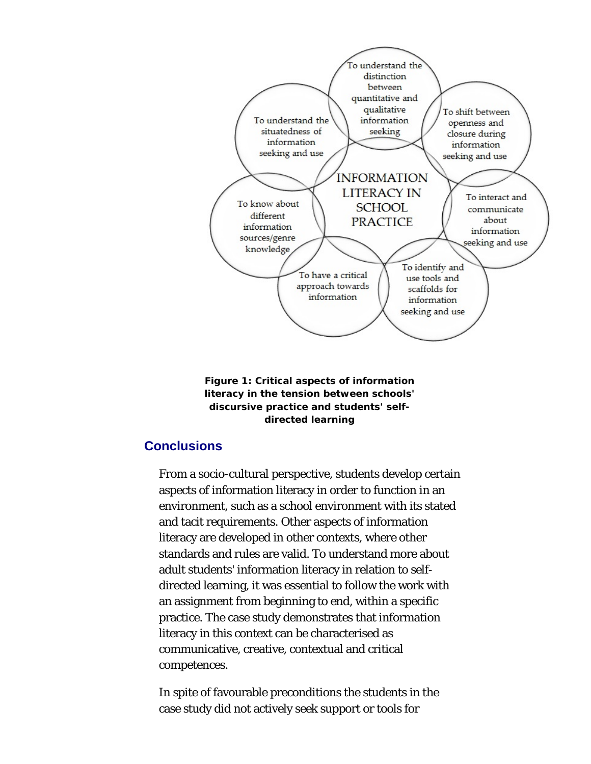**Figure 1: Critical aspects of information literacy in the tension between schools' discursive practice and students' self-directed learning**

## Conclusions

From a socio-cultural perspective, students develop certain aspects of information literacy in order to function in an environment, such as a school environment with its stated and tacit requirements. Other aspects of information literacy are developed in other contexts, where other standards and rules are valid. To understand more about adult students' information literacy in relation to self-directed learning, it was essential to follow the work with an assignment from beginning to end, within a specific practice. The case study demonstrates that information literacy in this context can be characterised as communicative, creative, contextual and critical competences.

In spite of favourable preconditions the students in the case study did not actively seek support or tools for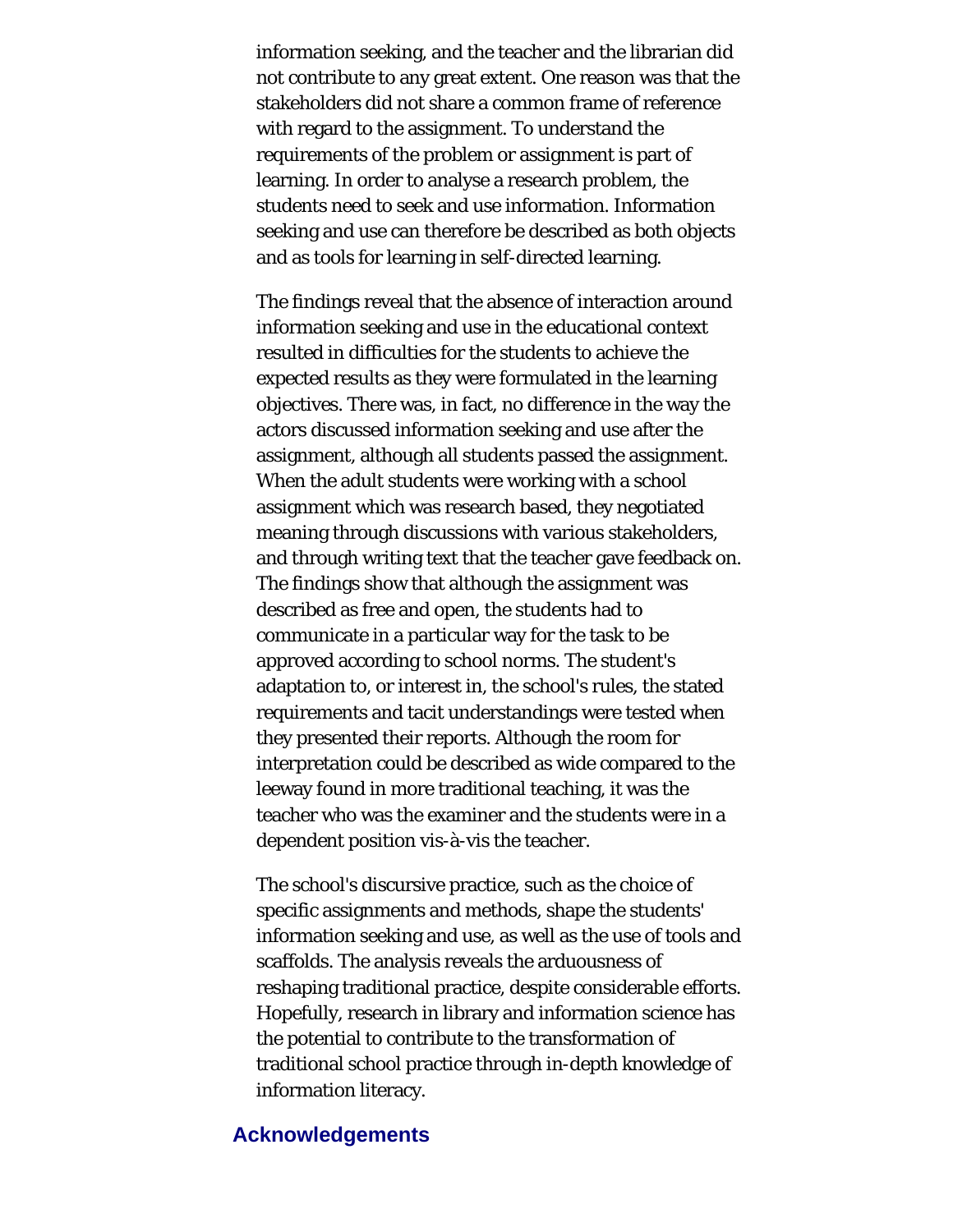information seeking, and the teacher and the librarian did not contribute to any great extent. One reason was that the stakeholders did not share a common frame of reference with regard to the assignment. To understand the requirements of the problem or assignment is part of learning. In order to analyse a research problem, the students need to seek and use information. Information seeking and use can therefore be described as both objects and as tools for learning in self-directed learning.

The findings reveal that the absence of interaction around information seeking and use in the educational context resulted in difficulties for the students to achieve the expected results as they were formulated in the learning objectives. There was, in fact, no difference in the way the actors discussed information seeking and use after the assignment, although all students passed the assignment. When the adult students were working with a school assignment which was research based, they negotiated meaning through discussions with various stakeholders, and through writing text that the teacher gave feedback on. The findings show that although the assignment was described as free and open, the students had to communicate in a particular way for the task to be approved according to school norms. The student's adaptation to, or interest in, the school's rules, the stated requirements and tacit understandings were tested when they presented their reports. Although the room for interpretation could be described as wide compared to the leeway found in more traditional teaching, it was the teacher who was the examiner and the students were in a dependent position vis-à-vis the teacher.

The school's discursive practice, such as the choice of specific assignments and methods, shape the students' information seeking and use, as well as the use of tools and scaffolds. The analysis reveals the arduousness of reshaping traditional practice, despite considerable efforts. Hopefully, research in library and information science has the potential to contribute to the transformation of traditional school practice through in-depth knowledge of information literacy.

## Acknowledgements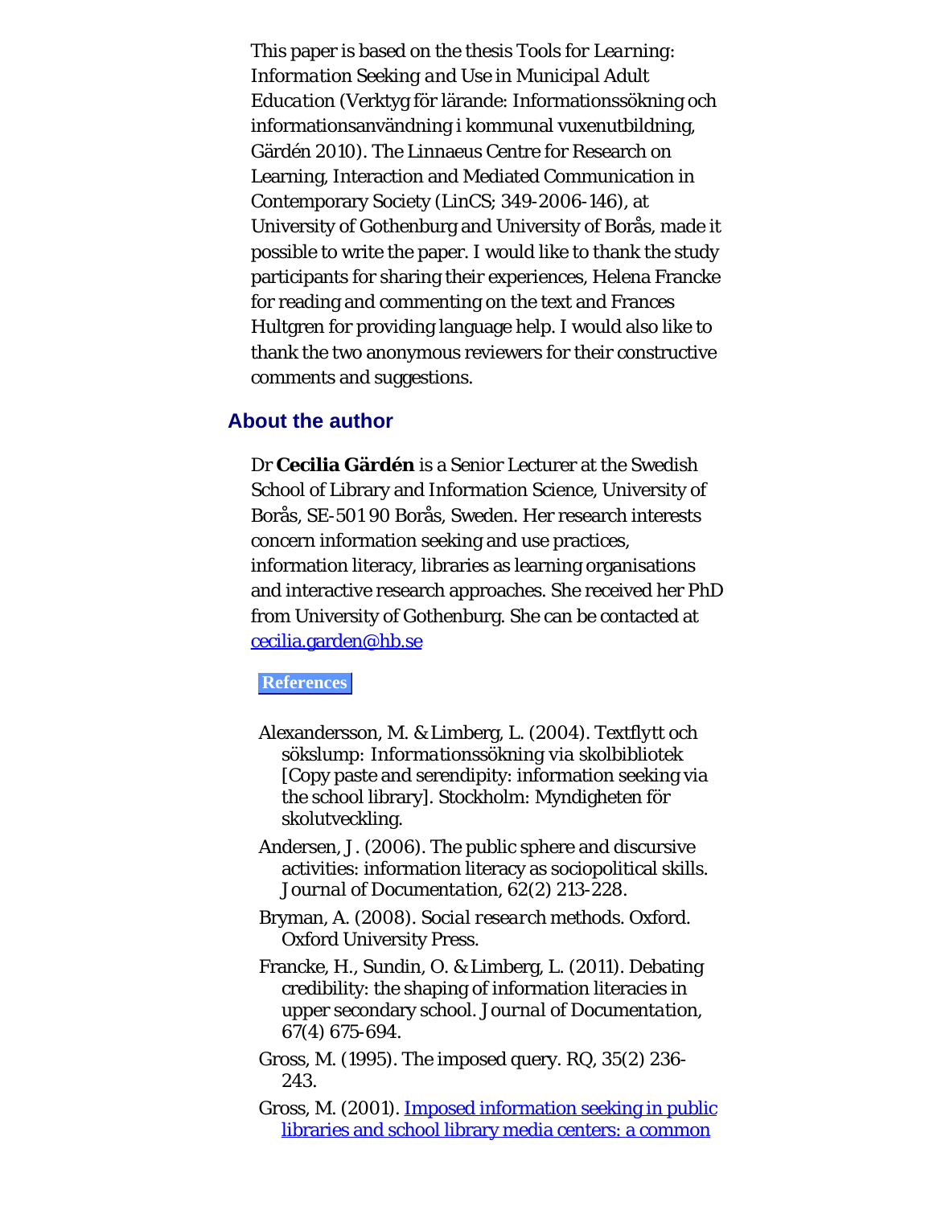This paper is based on the thesis *Tools for Learning: Information Seeking and Use in Municipal Adult Education* (Verktyg för lärande: Informationssökning och informationsanvändning i kommunal vuxenutbildning, Gärdén 2010). The Linnaeus Centre for Research on Learning, Interaction and Mediated Communication in Contemporary Society (LinCS; 349-2006-146), at University of Gothenburg and University of Borås, made it possible to write the paper. I would like to thank the study participants for sharing their experiences, Helena Francke for reading and commenting on the text and Frances Hultgren for providing language help. I would also like to thank the two anonymous reviewers for their constructive comments and suggestions.

## About the author

Dr **Cecilia Gärdén** is a Senior Lecturer at the Swedish School of Library and Information Science, University of Borås, SE-501 90 Borås, Sweden. Her research interests concern information seeking and use practices, information literacy, libraries as learning organisations and interactive research approaches. She received her PhD from University of Gothenburg. She can be contacted at cecilia.garden@hb.se

**References**

- Alexandersson, M. & Limberg, L. (2004). Textflytt och sökslump: *Informationssökning via skolbibliotek* [Copy paste and serendipity: information seeking via the school library]. Stockholm: Myndigheten för skolutveckling.
- Andersen, J. (2006). The public sphere and discursive activities: information literacy as sociopolitical skills. *Journal of Documentation*, 62(2) 213-228.
- Bryman, A. (2008). *Social research methods*. Oxford. Oxford University Press.
- Francke, H., Sundin, O. & Limberg, L. (2011). Debating credibility: the shaping of information literacies in upper secondary school. *Journal of Documentation*, 67(4) 675-694.
- Gross, M. (1995). The imposed query. *RQ*, 35(2) 236-243.
- Gross, M. (2001). Imposed information seeking in public libraries and school library media centers: a common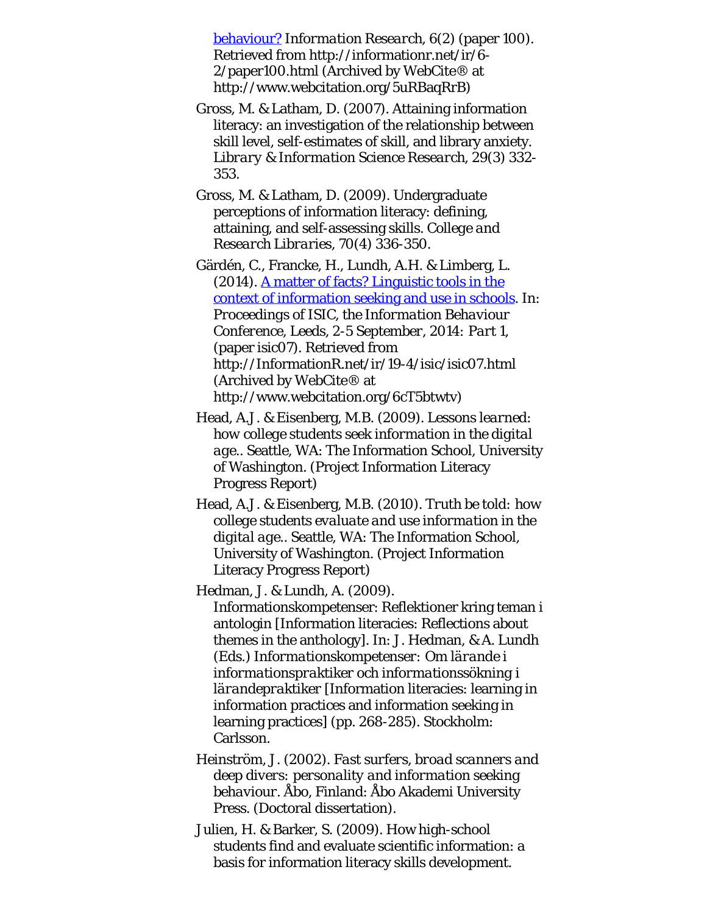behaviour? *Information Research*, 6(2) (paper 100). Retrieved from http://informationr.net/ir/6-2/paper100.html (Archived by WebCite® at http://www.webcitation.org/5uRBaqRrB)

Gross, M. & Latham, D. (2007). Attaining information literacy: an investigation of the relationship between skill level, self-estimates of skill, and library anxiety. *Library & Information Science Research*, 29(3) 332-353.

Gross, M. & Latham, D. (2009). Undergraduate perceptions of information literacy: defining, attaining, and self-assessing skills. *College and Research Libraries*, 70(4) 336-350.

Gärdén, C., Francke, H., Lundh, A.H. & Limberg, L. (2014). A matter of facts? Linguistic tools in the context of information seeking and use in schools. In: *Proceedings of ISIC, the Information Behaviour Conference, Leeds, 2-5 September, 2014: Part 1*, (paper isic07). Retrieved from http://InformationR.net/ir/19-4/isic/isic07.html (Archived by WebCite® at http://www.webcitation.org/6cT5btwtv)

Head, A.J. & Eisenberg, M.B. (2009). *Lessons learned: how college students seek information in the digital age.*. Seattle, WA: The Information School, University of Washington. (Project Information Literacy Progress Report)

Head, A.J. & Eisenberg, M.B. (2010). *Truth be told: how college students evaluate and use information in the digital age.*. Seattle, WA: The Information School, University of Washington. (Project Information Literacy Progress Report)

Hedman, J. & Lundh, A. (2009). Informationskompetenser: Reflektioner kring teman i antologin [Information literacies: Reflections about themes in the anthology]. In: J. Hedman, & A. Lundh (Eds.) *Informationskompetenser: Om lärande i informationspraktiker och informationssökning i lärandepraktiker* [Information literacies: learning in information practices and information seeking in learning practices] (pp. 268-285). Stockholm: Carlsson.

Heinström, J. (2002). *Fast surfers, broad scanners and deep divers: personality and information seeking behaviour*. Åbo, Finland: Åbo Akademi University Press. (Doctoral dissertation).

Julien, H. & Barker, S. (2009). How high-school students find and evaluate scientific information: a basis for information literacy skills development.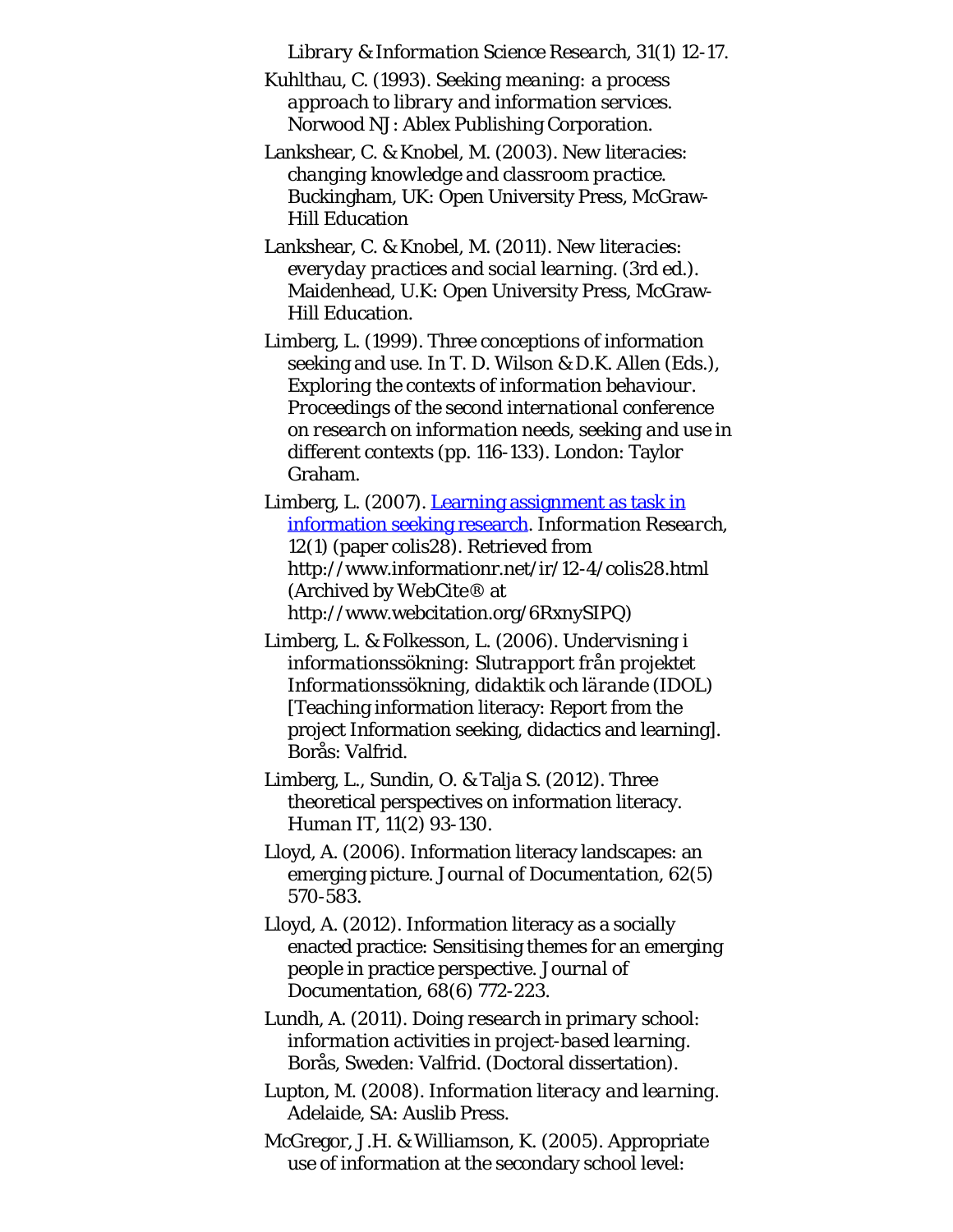*Library & Information Science Research*, 31(1) 12-17.

Kuhlthau, C. (1993). *Seeking meaning: a process approach to library and information services*. Norwood NJ: Ablex Publishing Corporation.

Lankshear, C. & Knobel, M. (2003). *New literacies: changing knowledge and classroom practice*. Buckingham, UK: Open University Press, McGraw-Hill Education

Lankshear, C. & Knobel, M. (2011). *New literacies: everyday practices and social learning*. (3rd ed.). Maidenhead, U.K: Open University Press, McGraw-Hill Education.

Limberg, L. (1999). Three conceptions of information seeking and use. In T. D. Wilson & D.K. Allen (Eds.), *Exploring the contexts of information behaviour. Proceedings of the second international conference on research on information needs, seeking and use in different contexts* (pp. 116-133). London: Taylor Graham.

Limberg, L. (2007). [Learning assignment as task in information seeking research](http://www.informationr.net/ir/12-4/colis28.html). *Information Research*, 12(1) (paper colis28). Retrieved from http://www.informationr.net/ir/12-4/colis28.html (Archived by WebCite® at http://www.webcitation.org/6RxnySIPQ)

Limberg, L. & Folkesson, L. (2006). *Undervisning i informationssökning: Slutrapport från projektet Informationssökning, didaktik och lärande (IDOL)* [Teaching information literacy: Report from the project Information seeking, didactics and learning]. Borås: Valfrid.

Limberg, L., Sundin, O. & Talja S. (2012). Three theoretical perspectives on information literacy. *Human IT*, 11(2) 93-130.

Lloyd, A. (2006). Information literacy landscapes: an emerging picture. *Journal of Documentation*, 62(5) 570-583.

Lloyd, A. (2012). Information literacy as a socially enacted practice: Sensitising themes for an emerging people in practice perspective. *Journal of Documentation*, 68(6) 772-223.

Lundh, A. (2011). *Doing research in primary school: information activities in project-based learning*. Borås, Sweden: Valfrid. (Doctoral dissertation).

Lupton, M. (2008). *Information literacy and learning*. Adelaide, SA: Auslib Press.

McGregor, J.H. & Williamson, K. (2005). Appropriate use of information at the secondary school level: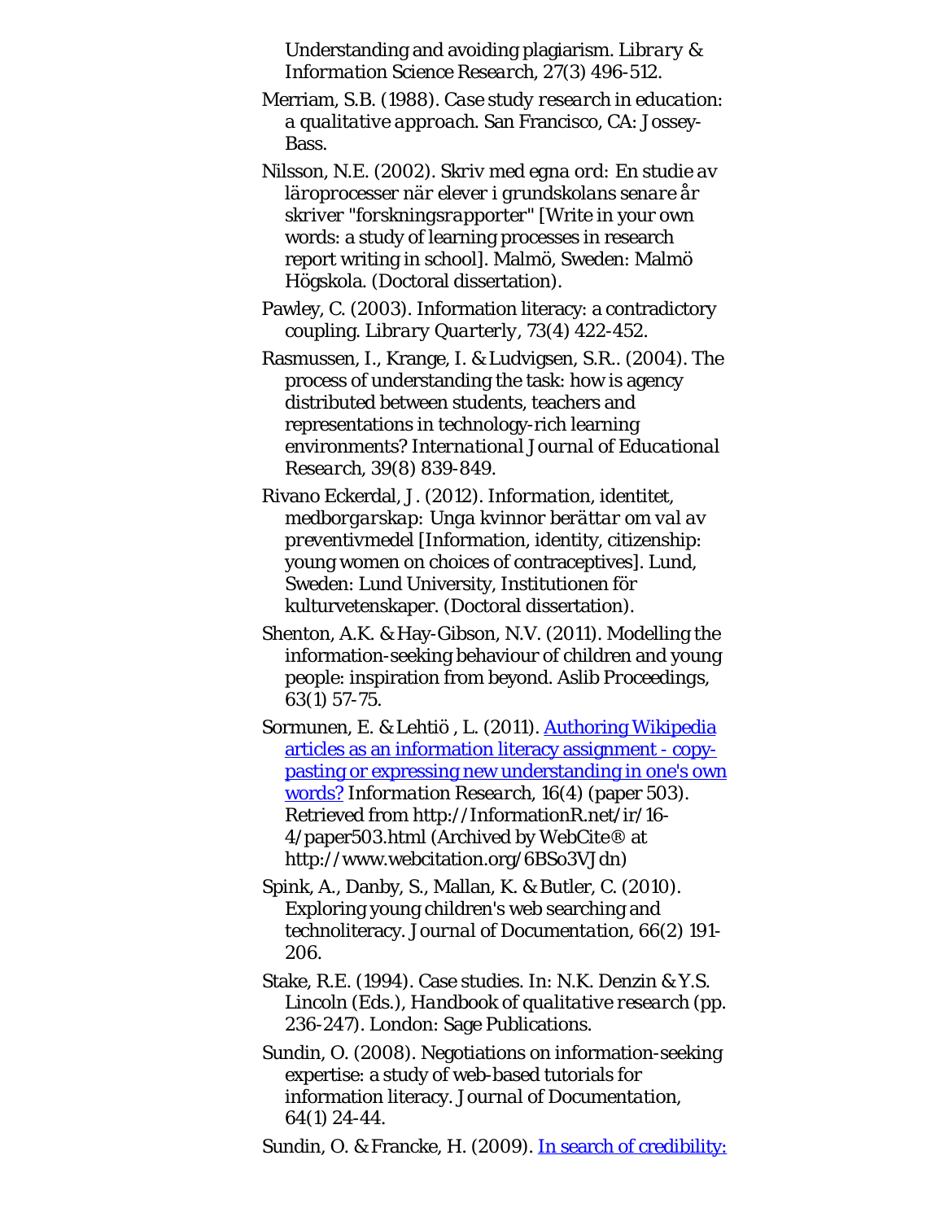Understanding and avoiding plagiarism. *Library & Information Science Research*, 27(3) 496-512.

Merriam, S.B. (1988). *Case study research in education: a qualitative approach*. San Francisco, CA: Jossey-Bass.

Nilsson, N.E. (2002). *Skriv med egna ord: En studie av läroprocesser när elever i grundskolans senare år skriver "forskningsrapporter"* [Write in your own words: a study of learning processes in research report writing in school]. Malmö, Sweden: Malmö Högskola. (Doctoral dissertation).

Pawley, C. (2003). Information literacy: a contradictory coupling. *Library Quarterly*, 73(4) 422-452.

Rasmussen, I., Krange, I. & Ludvigsen, S.R.. (2004). The process of understanding the task: how is agency distributed between students, teachers and representations in technology-rich learning environments? *International Journal of Educational Research*, 39(8) 839-849.

Rivano Eckerdal, J. (2012). *Information, identitet, medborgarskap: Unga kvinnor berättar om val av preventivmedel* [Information, identity, citizenship: young women on choices of contraceptives]. Lund, Sweden: Lund University, Institutionen för kulturvetenskaper. (Doctoral dissertation).

Shenton, A.K. & Hay-Gibson, N.V. (2011). Modelling the information-seeking behaviour of children and young people: inspiration from beyond. *Aslib Proceedings*, 63(1) 57-75.

Sormunen, E. & Lehtiö , L. (2011). [Authoring Wikipedia articles as an information literacy assignment - copy-pasting or expressing new understanding in one's own words?](http://InformationR.net/ir/16-4/paper503.html) *Information Research*, 16(4) (paper 503). Retrieved from http://InformationR.net/ir/16-4/paper503.html (Archived by WebCite® at http://www.webcitation.org/6BSo3VJdn)

Spink, A., Danby, S., Mallan, K. & Butler, C. (2010). Exploring young children's web searching and technoliteracy. *Journal of Documentation*, 66(2) 191-206.

Stake, R.E. (1994). Case studies. In: N.K. Denzin & Y.S. Lincoln (Eds.), *Handbook of qualitative research* (pp. 236-247). London: Sage Publications.

Sundin, O. (2008). Negotiations on information-seeking expertise: a study of web-based tutorials for information literacy. *Journal of Documentation*, 64(1) 24-44.

Sundin, O. & Francke, H. (2009). In search of credibility: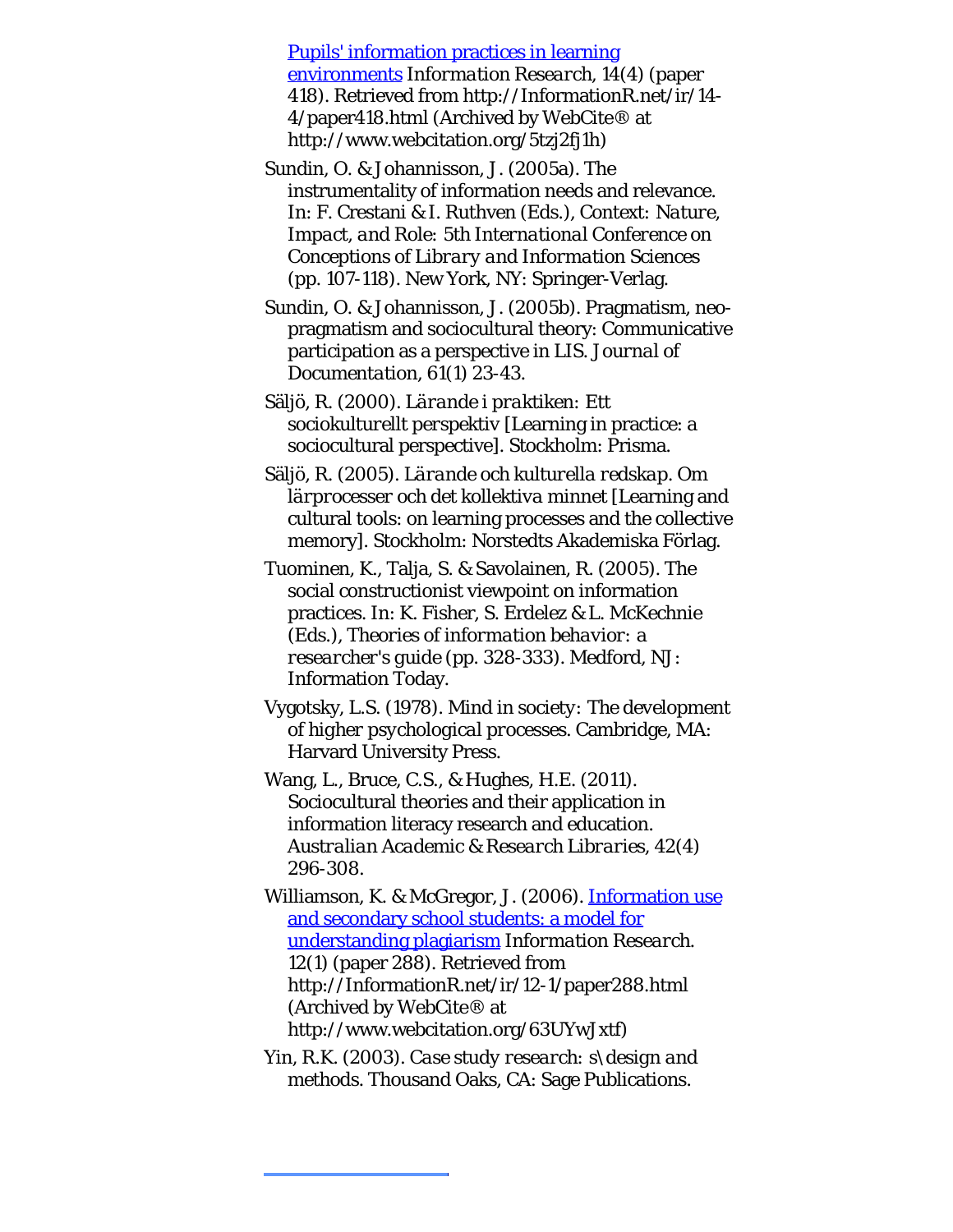[Pupils' information practices in learning environments](http://InformationR.net/ir/14-4/paper418.html) *Information Research*, 14(4) (paper 418). Retrieved from http://InformationR.net/ir/14-4/paper418.html (Archived by WebCite® at http://www.webcitation.org/5tzj2fj1h)

Sundin, O. & Johannisson, J. (2005a). The instrumentality of information needs and relevance. In: F. Crestani & I. Ruthven (Eds.), *Context: Nature, Impact, and Role: 5th International Conference on Conceptions of Library and Information Sciences* (pp. 107-118). New York, NY: Springer-Verlag.

Sundin, O. & Johannisson, J. (2005b). Pragmatism, neo-pragmatism and sociocultural theory: Communicative participation as a perspective in LIS. *Journal of Documentation*, 61(1) 23-43.

Säljö, R. (2000). *Lärande i praktiken: Ett sociokulturellt perspektiv* [Learning in practice: a sociocultural perspective]. Stockholm: Prisma.

Säljö, R. (2005). *Lärande och kulturella redskap. Om lärprocesser och det kollektiva minnet* [Learning and cultural tools: on learning processes and the collective memory]. Stockholm: Norstedts Akademiska Förlag.

Tuominen, K., Talja, S. & Savolainen, R. (2005). The social constructionist viewpoint on information practices. In: K. Fisher, S. Erdelez & L. McKechnie (Eds.), *Theories of information behavior: a researcher's guide* (pp. 328-333). Medford, NJ: Information Today.

Vygotsky, L.S. (1978). *Mind in society: The development of higher psychological processes*. Cambridge, MA: Harvard University Press.

Wang, L., Bruce, C.S., & Hughes, H.E. (2011). Sociocultural theories and their application in information literacy research and education. *Australian Academic & Research Libraries*, 42(4) 296-308.

Williamson, K. & McGregor, J. (2006). [Information use and secondary school students: a model for understanding plagiarism](http://InformationR.net/ir/12-1/paper288.html) *Information Research*. 12(1) (paper 288). Retrieved from http://InformationR.net/ir/12-1/paper288.html (Archived by WebCite® at http://www.webcitation.org/63UYwJxtf)

Yin, R.K. (2003). *Case study research: s\design and methods*. Thousand Oaks, CA: Sage Publications.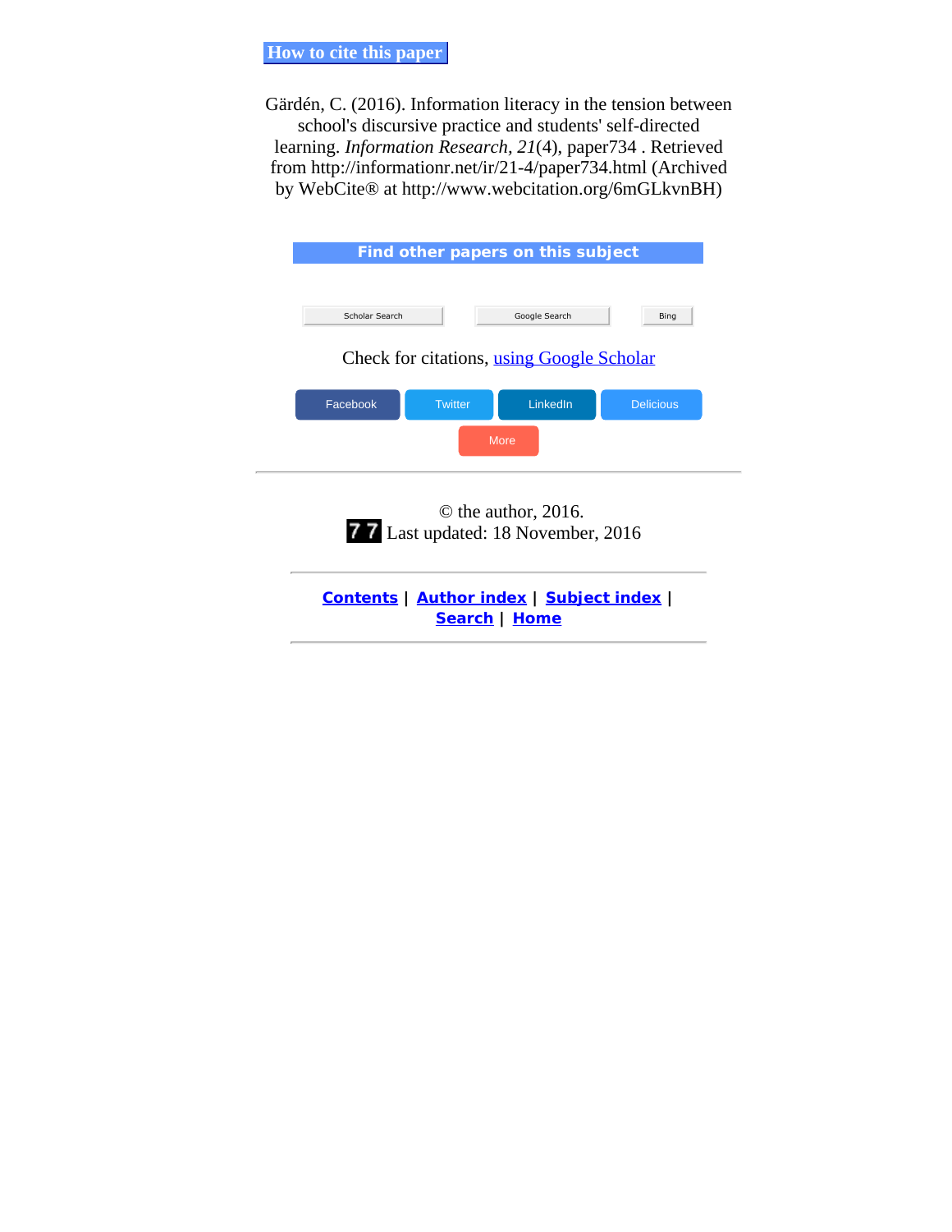## How to cite this paper

Gärdén, C. (2016). Information literacy in the tension between school's discursive practice and students' self-directed learning. *Information Research*, *21*(4), paper734 . Retrieved from http://informationr.net/ir/21-4/paper734.html (Archived by WebCite® at http://www.webcitation.org/6mGLkvnBH)

**Find other papers on this subject**

Scholar Search | Google Search | Bing

Check for citations, using Google Scholar

Facebook | Twitter | LinkedIn | Delicious | More

---

© the author, 2016.
77 Last updated: 18 November, 2016

---

**Contents** | **Author index** | **Subject index** | **Search** | **Home**

---